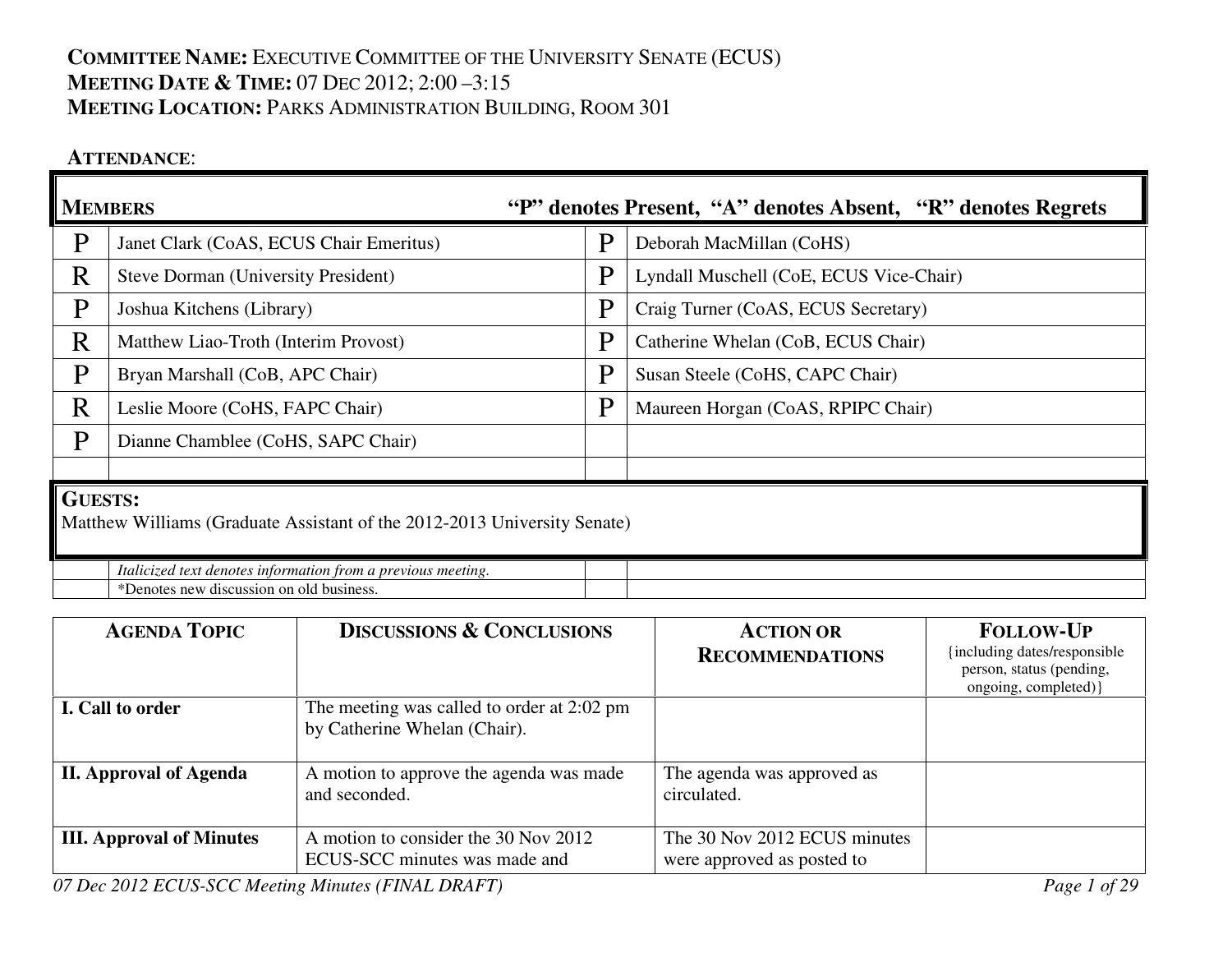**COMMITTEE NAME:** EXECUTIVE COMMITTEE OF THE UNIVERSITY SENATE (ECUS)
**MEETING DATE & TIME:** 07 DEC 2012; 2:00 –3:15
**MEETING LOCATION:** PARKS ADMINISTRATION BUILDING, ROOM 301

**ATTENDANCE**:

| **MEMBERS** | | **"P" denotes Present, "A" denotes Absent, "R" denotes Regrets** | |
|---|---|---|---|
| P | Janet Clark (CoAS, ECUS Chair Emeritus) | P | Deborah MacMillan (CoHS) |
| R | Steve Dorman (University President) | P | Lyndall Muschell (CoE, ECUS Vice-Chair) |
| P | Joshua Kitchens (Library) | P | Craig Turner (CoAS, ECUS Secretary) |
| R | Matthew Liao-Troth (Interim Provost) | P | Catherine Whelan (CoB, ECUS Chair) |
| P | Bryan Marshall (CoB, APC Chair) | P | Susan Steele (CoHS, CAPC Chair) |
| R | Leslie Moore (CoHS, FAPC Chair) | P | Maureen Horgan (CoAS, RPIPC Chair) |
| P | Dianne Chamblee (CoHS, SAPC Chair) | | |
| | | | |
| **GUESTS:** Matthew Williams (Graduate Assistant of the 2012-2013 University Senate) | | | |
| | *Italicized text denotes information from a previous meeting.* | | |
| | *Denotes new discussion on old business. | | |

| **AGENDA TOPIC** | **DISCUSSIONS & CONCLUSIONS** | **ACTION OR RECOMMENDATIONS** | **FOLLOW-UP** {including dates/responsible person, status (pending, ongoing, completed)} |
|---|---|---|---|
| **I. Call to order** | The meeting was called to order at 2:02 pm by Catherine Whelan (Chair). | | |
| **II. Approval of Agenda** | A motion to approve the agenda was made and seconded. | The agenda was approved as circulated. | |
| **III. Approval of Minutes** | A motion to consider the 30 Nov 2012 ECUS-SCC minutes was made and | The 30 Nov 2012 ECUS minutes were approved as posted to | |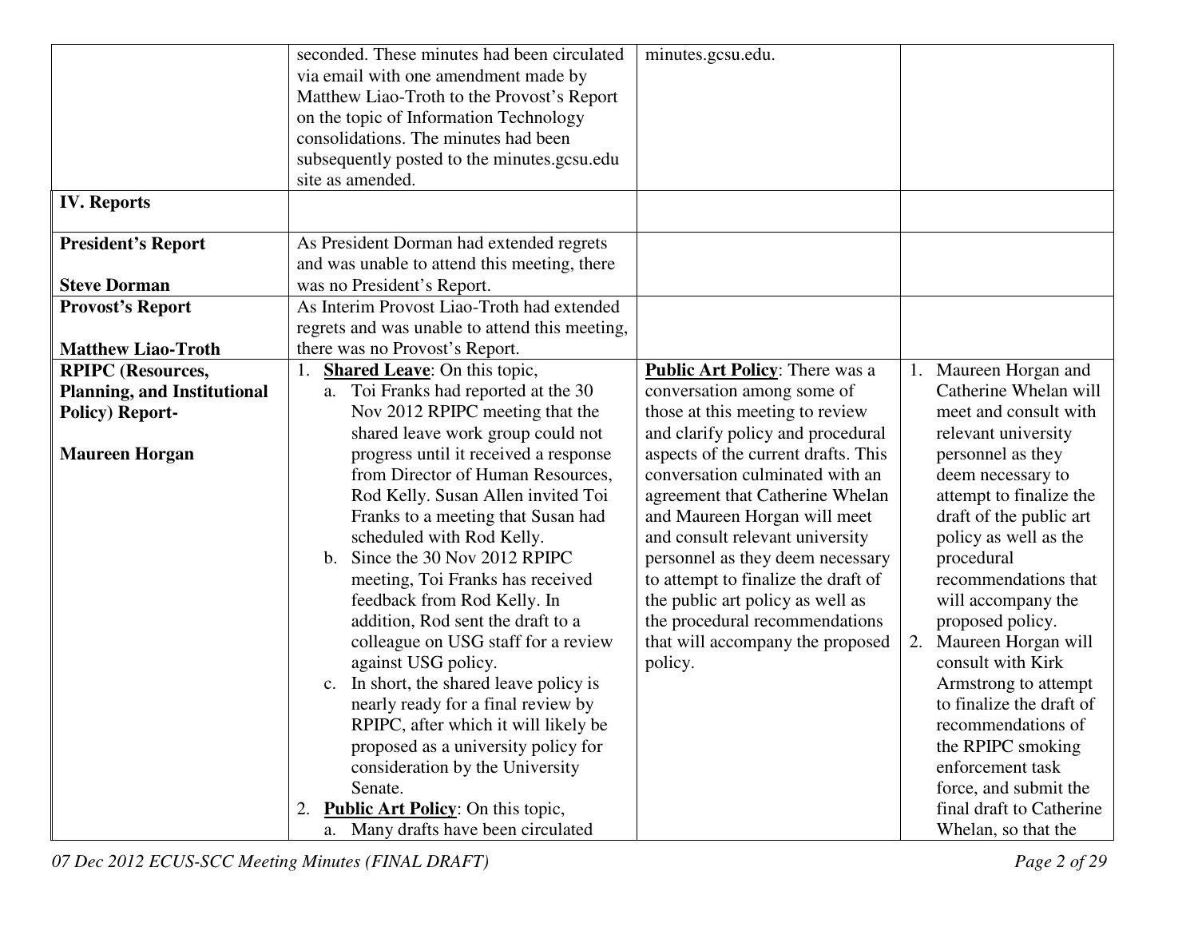| | | | |
|---|---|---|---|
| | seconded. These minutes had been circulated via email with one amendment made by Matthew Liao-Troth to the Provost's Report on the topic of Information Technology consolidations. The minutes had been subsequently posted to the minutes.gcsu.edu site as amended. | minutes.gcsu.edu. | |
| **IV. Reports** | | | |
| **President's Report**<br><br>**Steve Dorman** | As President Dorman had extended regrets and was unable to attend this meeting, there was no President's Report. | | |
| **Provost's Report**<br><br>**Matthew Liao-Troth** | As Interim Provost Liao-Troth had extended regrets and was unable to attend this meeting, there was no Provost's Report. | | |
| **RPIPC (Resources, Planning, and Institutional Policy) Report-**<br><br>**Maureen Horgan** | 1. **Shared Leave**: On this topic,<br>a. Toi Franks had reported at the 30 Nov 2012 RPIPC meeting that the shared leave work group could not progress until it received a response from Director of Human Resources, Rod Kelly. Susan Allen invited Toi Franks to a meeting that Susan had scheduled with Rod Kelly.<br>b. Since the 30 Nov 2012 RPIPC meeting, Toi Franks has received feedback from Rod Kelly. In addition, Rod sent the draft to a colleague on USG staff for a review against USG policy.<br>c. In short, the shared leave policy is nearly ready for a final review by RPIPC, after which it will likely be proposed as a university policy for consideration by the University Senate.<br>2. **Public Art Policy**: On this topic,<br>a. Many drafts have been circulated | **Public Art Policy**: There was a conversation among some of those at this meeting to review and clarify policy and procedural aspects of the current drafts. This conversation culminated with an agreement that Catherine Whelan and Maureen Horgan will meet and consult relevant university personnel as they deem necessary to attempt to finalize the draft of the public art policy as well as the procedural recommendations that will accompany the proposed policy. | 1. Maureen Horgan and Catherine Whelan will meet and consult with relevant university personnel as they deem necessary to attempt to finalize the draft of the public art policy as well as the procedural recommendations that will accompany the proposed policy.<br>2. Maureen Horgan will consult with Kirk Armstrong to attempt to finalize the draft of recommendations of the RPIPC smoking enforcement task force, and submit the final draft to Catherine Whelan, so that the |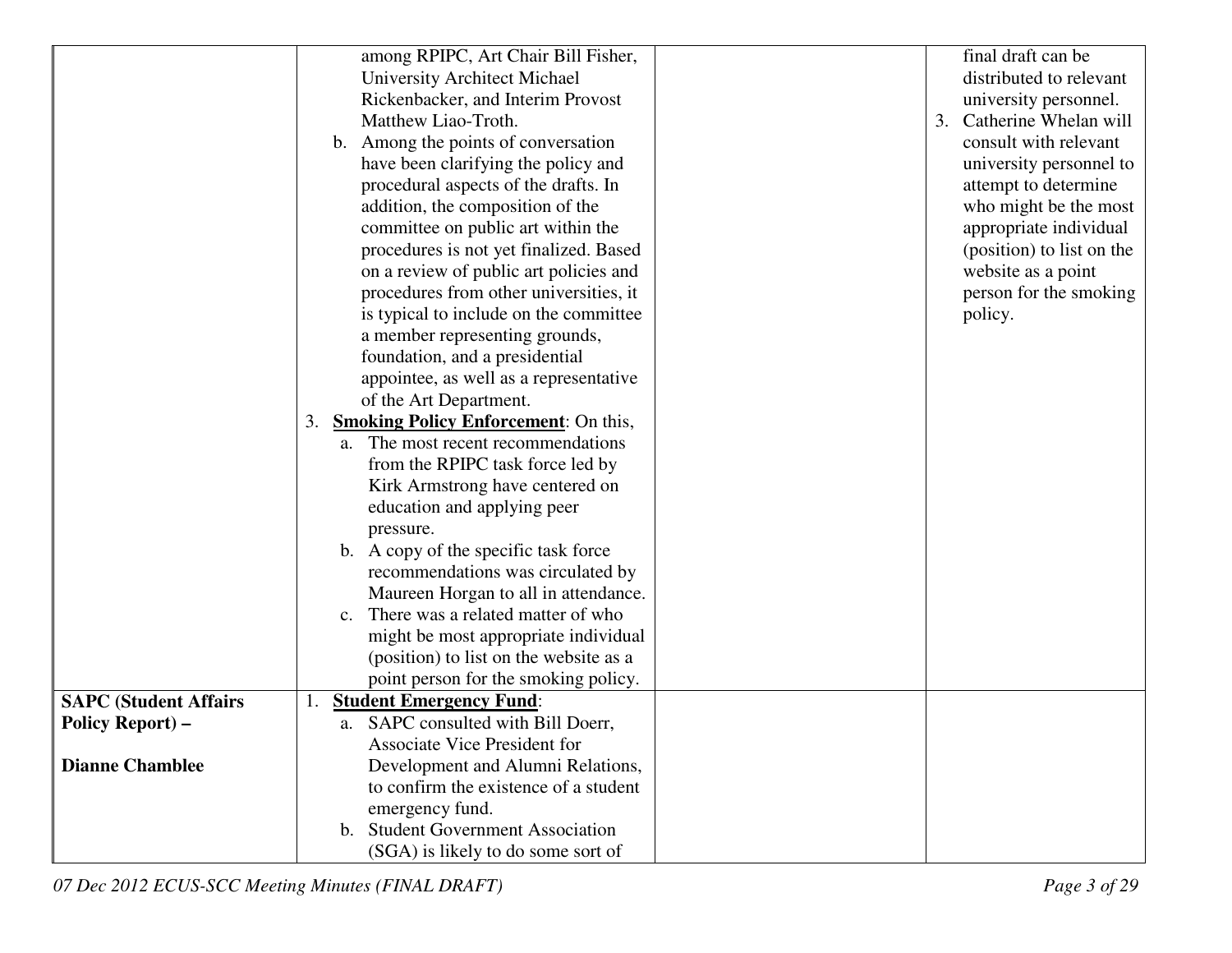| | | | |
|---|---|---|---|
| | among RPIPC, Art Chair Bill Fisher, University Architect Michael Rickenbacker, and Interim Provost Matthew Liao-Troth.<br>b. Among the points of conversation have been clarifying the policy and procedural aspects of the drafts. In addition, the composition of the committee on public art within the procedures is not yet finalized. Based on a review of public art policies and procedures from other universities, it is typical to include on the committee a member representing grounds, foundation, and a presidential appointee, as well as a representative of the Art Department.<br>3. **Smoking Policy Enforcement**: On this,<br>a. The most recent recommendations from the RPIPC task force led by Kirk Armstrong have centered on education and applying peer pressure.<br>b. A copy of the specific task force recommendations was circulated by Maureen Horgan to all in attendance.<br>c. There was a related matter of who might be most appropriate individual (position) to list on the website as a point person for the smoking policy. | | final draft can be distributed to relevant university personnel.<br>3. Catherine Whelan will consult with relevant university personnel to attempt to determine who might be the most appropriate individual (position) to list on the website as a point person for the smoking policy. |
| **SAPC (Student Affairs Policy Report) –**<br><br>**Dianne Chamblee** | 1. **Student Emergency Fund**:<br>a. SAPC consulted with Bill Doerr, Associate Vice President for Development and Alumni Relations, to confirm the existence of a student emergency fund.<br>b. Student Government Association (SGA) is likely to do some sort of | | |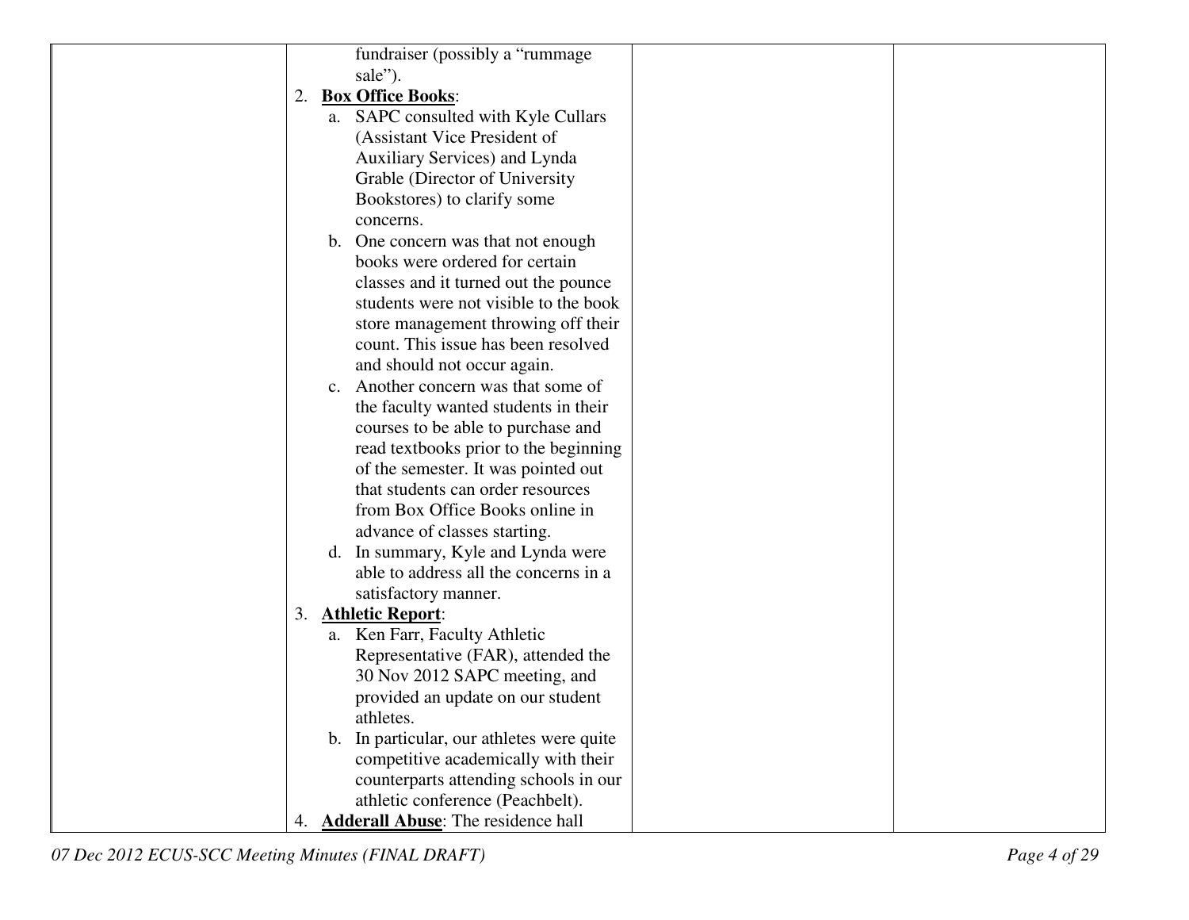| | | | |
|---|---|---|---|
| | fundraiser (possibly a "rummage sale").<br>2. **Box Office Books**:<br>a. SAPC consulted with Kyle Cullars (Assistant Vice President of Auxiliary Services) and Lynda Grable (Director of University Bookstores) to clarify some concerns.<br>b. One concern was that not enough books were ordered for certain classes and it turned out the pounce students were not visible to the book store management throwing off their count. This issue has been resolved and should not occur again.<br>c. Another concern was that some of the faculty wanted students in their courses to be able to purchase and read textbooks prior to the beginning of the semester. It was pointed out that students can order resources from Box Office Books online in advance of classes starting.<br>d. In summary, Kyle and Lynda were able to address all the concerns in a satisfactory manner.<br>3. **Athletic Report**:<br>a. Ken Farr, Faculty Athletic Representative (FAR), attended the 30 Nov 2012 SAPC meeting, and provided an update on our student athletes.<br>b. In particular, our athletes were quite competitive academically with their counterparts attending schools in our athletic conference (Peachbelt).<br>4. **Adderall Abuse**: The residence hall | | |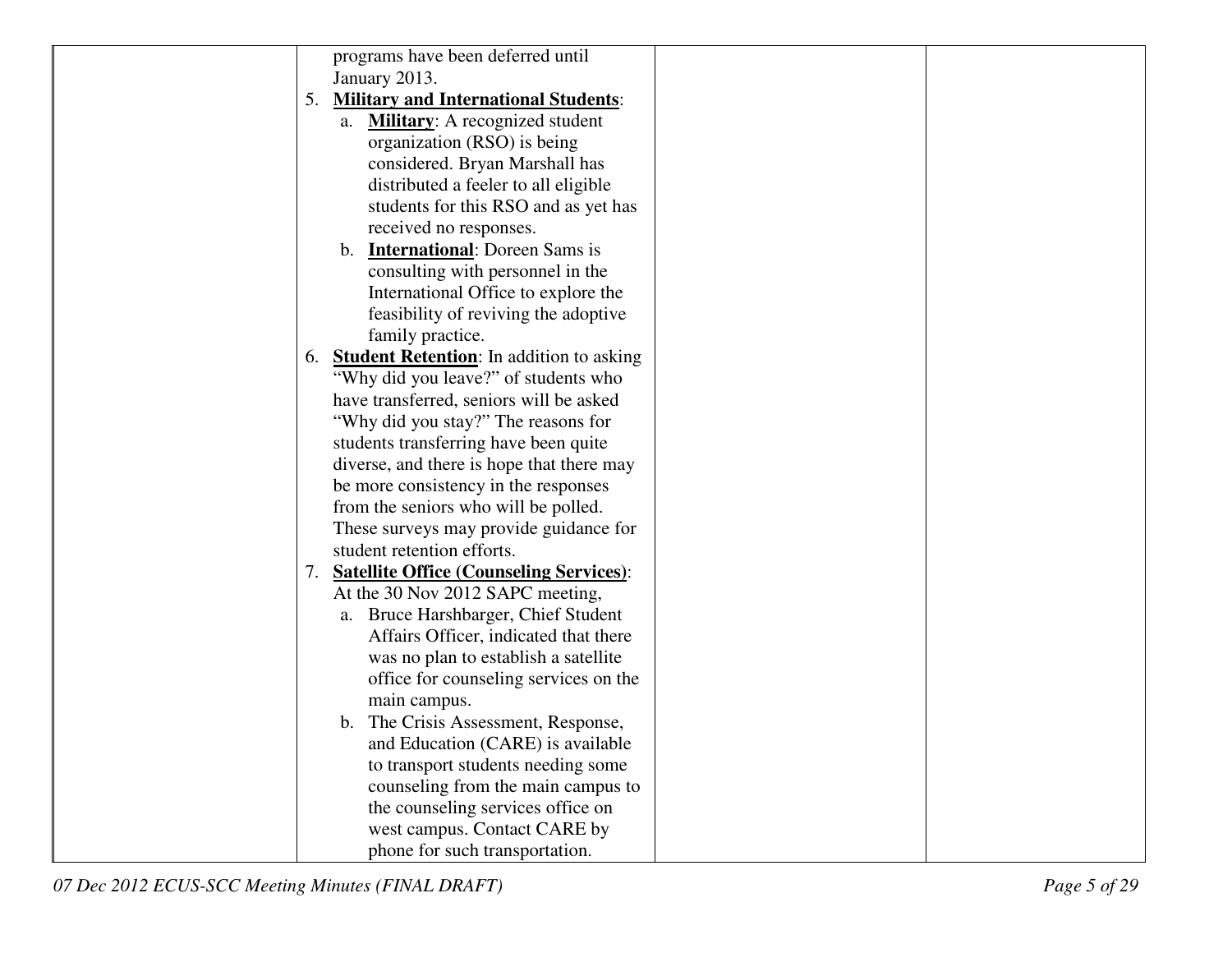| | | | |
|---|---|---|---|
| | programs have been deferred until January 2013.<br>5. **Military and International Students**:<br>a. **Military**: A recognized student organization (RSO) is being considered. Bryan Marshall has distributed a feeler to all eligible students for this RSO and as yet has received no responses.<br>b. **International**: Doreen Sams is consulting with personnel in the International Office to explore the feasibility of reviving the adoptive family practice.<br>6. **Student Retention**: In addition to asking "Why did you leave?" of students who have transferred, seniors will be asked "Why did you stay?" The reasons for students transferring have been quite diverse, and there is hope that there may be more consistency in the responses from the seniors who will be polled. These surveys may provide guidance for student retention efforts.<br>7. **Satellite Office (Counseling Services)**: At the 30 Nov 2012 SAPC meeting,<br>a. Bruce Harshbarger, Chief Student Affairs Officer, indicated that there was no plan to establish a satellite office for counseling services on the main campus.<br>b. The Crisis Assessment, Response, and Education (CARE) is available to transport students needing some counseling from the main campus to the counseling services office on west campus. Contact CARE by phone for such transportation. | | |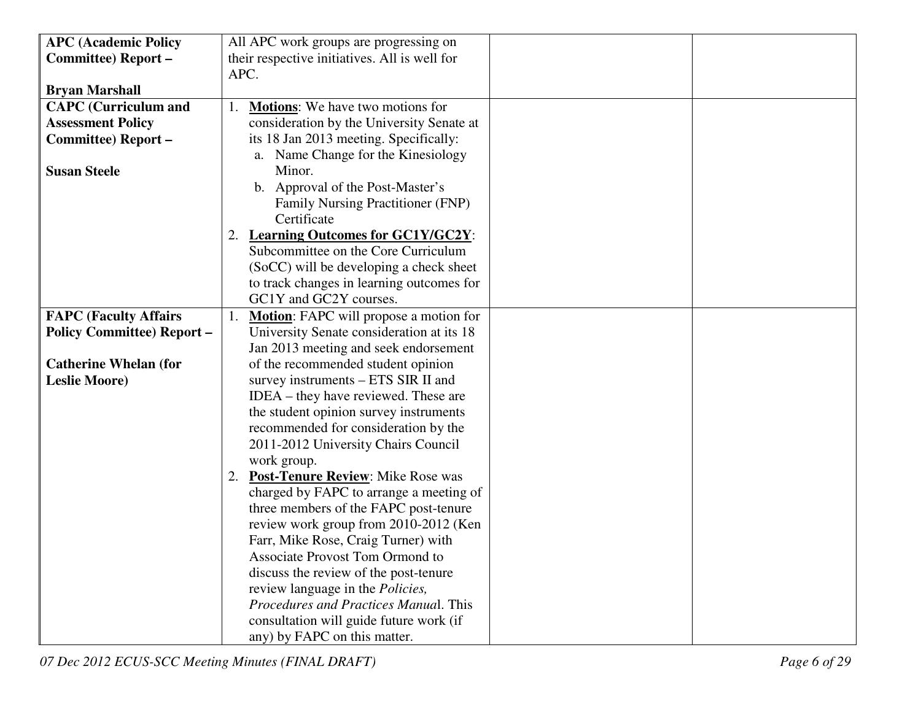| | | | |
|---|---|---|---|
| **APC (Academic Policy Committee) Report –**<br><br>**Bryan Marshall** | All APC work groups are progressing on their respective initiatives. All is well for APC. | | |
| **CAPC (Curriculum and Assessment Policy Committee) Report –**<br><br>**Susan Steele** | 1. **<u>Motions</u>**: We have two motions for consideration by the University Senate at its 18 Jan 2013 meeting. Specifically:<br>a. Name Change for the Kinesiology Minor.<br>b. Approval of the Post-Master's Family Nursing Practitioner (FNP) Certificate<br>2. **<u>Learning Outcomes for GC1Y/GC2Y</u>**: Subcommittee on the Core Curriculum (SoCC) will be developing a check sheet to track changes in learning outcomes for GC1Y and GC2Y courses. | | |
| **FAPC (Faculty Affairs Policy Committee) Report –**<br><br>**Catherine Whelan (for Leslie Moore)** | 1. **<u>Motion</u>**: FAPC will propose a motion for University Senate consideration at its 18 Jan 2013 meeting and seek endorsement of the recommended student opinion survey instruments – ETS SIR II and IDEA – they have reviewed. These are the student opinion survey instruments recommended for consideration by the 2011-2012 University Chairs Council work group.<br>2. **<u>Post-Tenure Review</u>**: Mike Rose was charged by FAPC to arrange a meeting of three members of the FAPC post-tenure review work group from 2010-2012 (Ken Farr, Mike Rose, Craig Turner) with Associate Provost Tom Ormond to discuss the review of the post-tenure review language in the *Policies, Procedures and Practices Manua*l. This consultation will guide future work (if any) by FAPC on this matter. | | |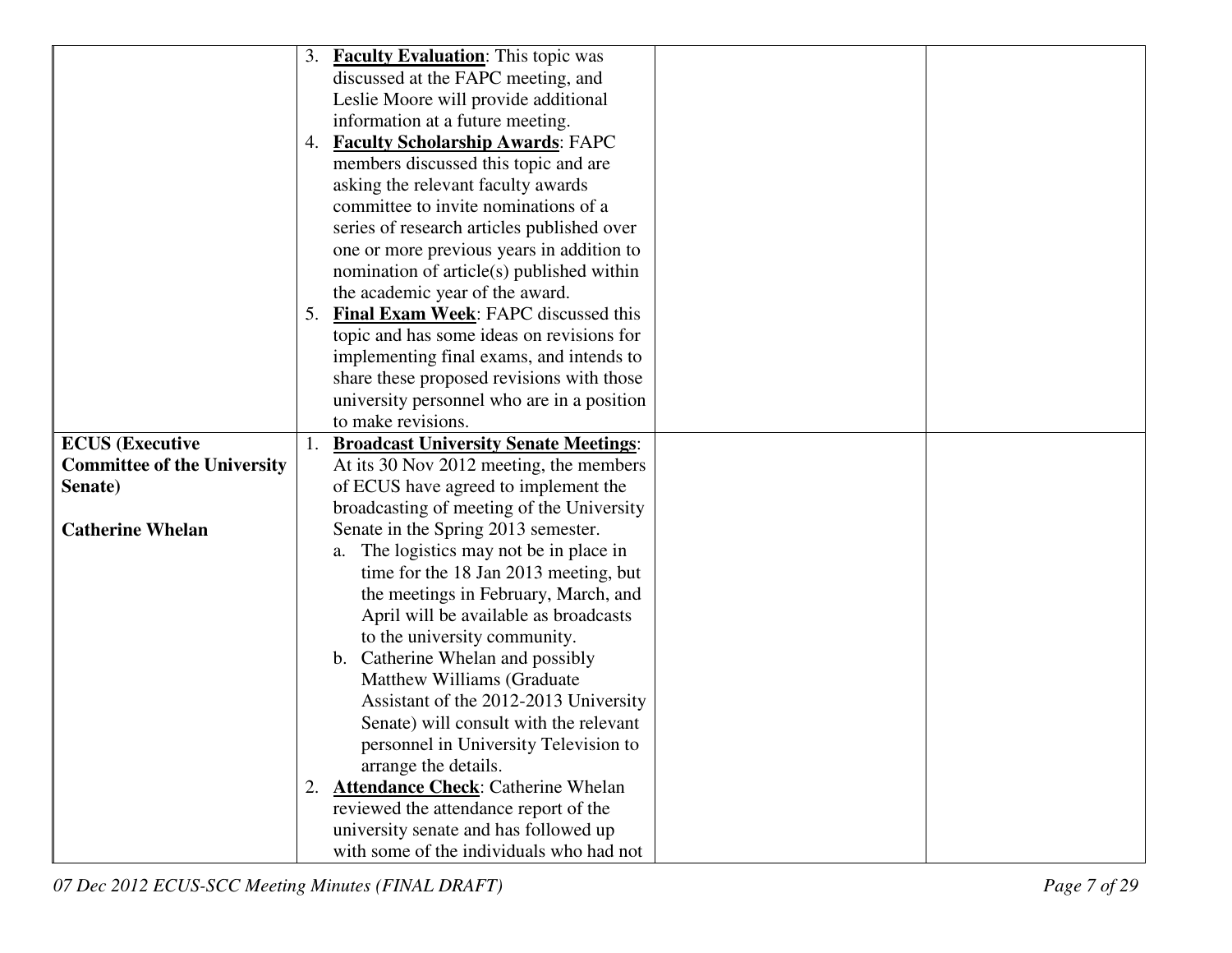| | | | |
|---|---|---|---|
| | 3. **Faculty Evaluation**: This topic was discussed at the FAPC meeting, and Leslie Moore will provide additional information at a future meeting.<br>4. **Faculty Scholarship Awards**: FAPC members discussed this topic and are asking the relevant faculty awards committee to invite nominations of a series of research articles published over one or more previous years in addition to nomination of article(s) published within the academic year of the award.<br>5. **Final Exam Week**: FAPC discussed this topic and has some ideas on revisions for implementing final exams, and intends to share these proposed revisions with those university personnel who are in a position to make revisions. | | |
| **ECUS (Executive Committee of the University Senate)**<br><br>**Catherine Whelan** | 1. **Broadcast University Senate Meetings**: At its 30 Nov 2012 meeting, the members of ECUS have agreed to implement the broadcasting of meeting of the University Senate in the Spring 2013 semester.<br>a. The logistics may not be in place in time for the 18 Jan 2013 meeting, but the meetings in February, March, and April will be available as broadcasts to the university community.<br>b. Catherine Whelan and possibly Matthew Williams (Graduate Assistant of the 2012-2013 University Senate) will consult with the relevant personnel in University Television to arrange the details.<br>2. **Attendance Check**: Catherine Whelan reviewed the attendance report of the university senate and has followed up with some of the individuals who had not | | |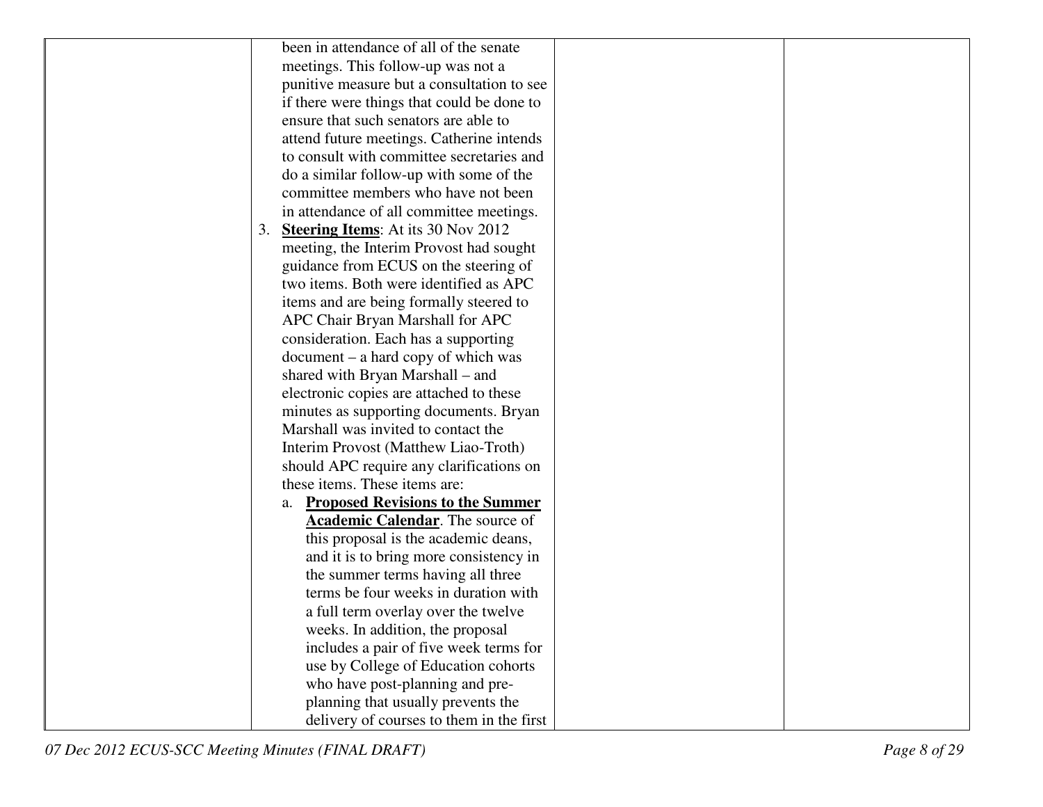| | | | |
|---|---|---|---|
| | been in attendance of all of the senate meetings. This follow-up was not a punitive measure but a consultation to see if there were things that could be done to ensure that such senators are able to attend future meetings. Catherine intends to consult with committee secretaries and do a similar follow-up with some of the committee members who have not been in attendance of all committee meetings.<br>3. **<u>Steering Items</u>**: At its 30 Nov 2012 meeting, the Interim Provost had sought guidance from ECUS on the steering of two items. Both were identified as APC items and are being formally steered to APC Chair Bryan Marshall for APC consideration. Each has a supporting document – a hard copy of which was shared with Bryan Marshall – and electronic copies are attached to these minutes as supporting documents. Bryan Marshall was invited to contact the Interim Provost (Matthew Liao-Troth) should APC require any clarifications on these items. These items are:<br>a. **<u>Proposed Revisions to the Summer Academic Calendar</u>**. The source of this proposal is the academic deans, and it is to bring more consistency in the summer terms having all three terms be four weeks in duration with a full term overlay over the twelve weeks. In addition, the proposal includes a pair of five week terms for use by College of Education cohorts who have post-planning and pre-planning that usually prevents the delivery of courses to them in the first | | |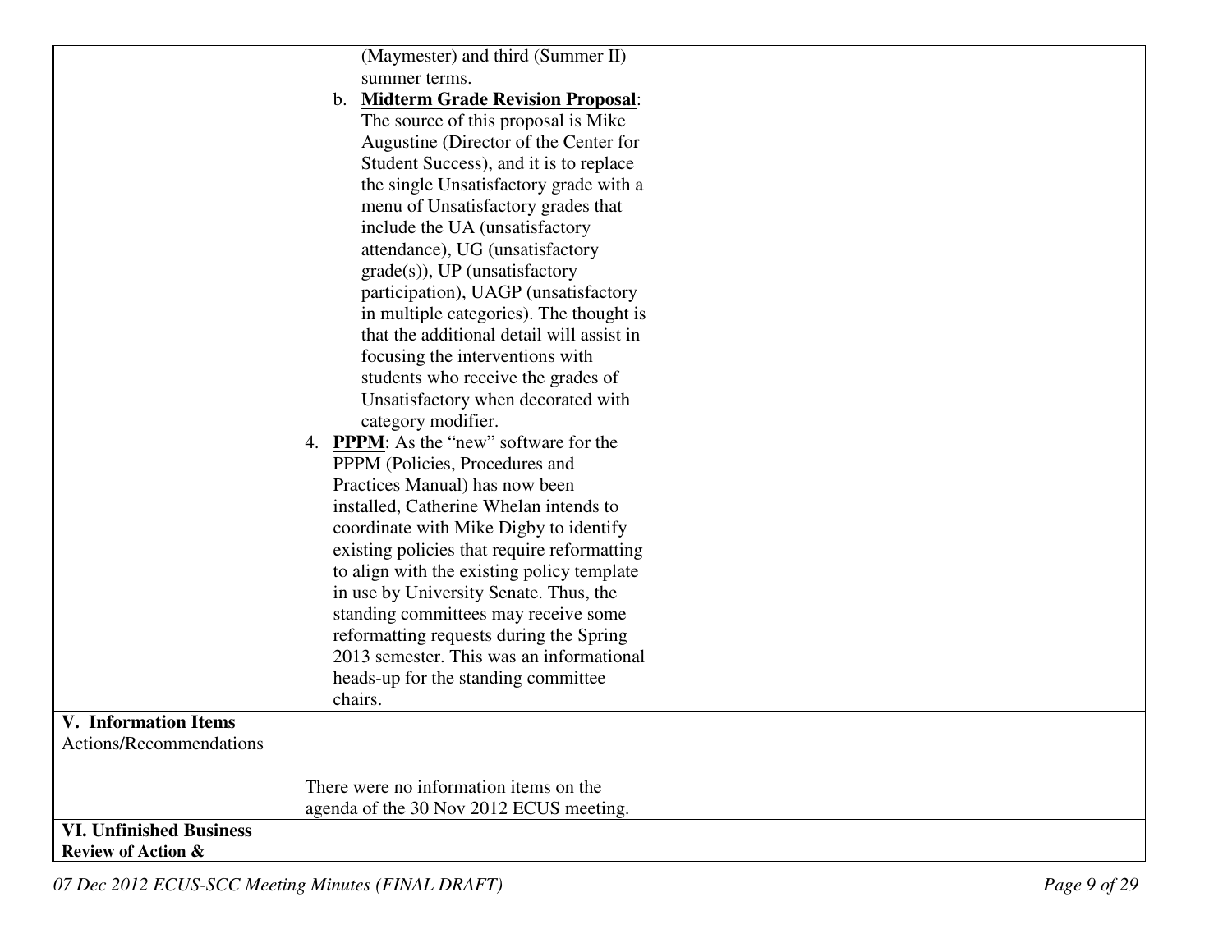| | | | |
|---|---|---|---|
| | (Maymester) and third (Summer II) summer terms.<br>b. **Midterm Grade Revision Proposal**: The source of this proposal is Mike Augustine (Director of the Center for Student Success), and it is to replace the single Unsatisfactory grade with a menu of Unsatisfactory grades that include the UA (unsatisfactory attendance), UG (unsatisfactory grade(s)), UP (unsatisfactory participation), UAGP (unsatisfactory in multiple categories). The thought is that the additional detail will assist in focusing the interventions with students who receive the grades of Unsatisfactory when decorated with category modifier.<br>4. **PPPM**: As the "new" software for the PPPM (Policies, Procedures and Practices Manual) has now been installed, Catherine Whelan intends to coordinate with Mike Digby to identify existing policies that require reformatting to align with the existing policy template in use by University Senate. Thus, the standing committees may receive some reformatting requests during the Spring 2013 semester. This was an informational heads-up for the standing committee chairs. | | |
| **V. Information Items**<br>Actions/Recommendations | | | |
| | There were no information items on the agenda of the 30 Nov 2012 ECUS meeting. | | |
| **VI. Unfinished Business**<br>**Review of Action &** | | | |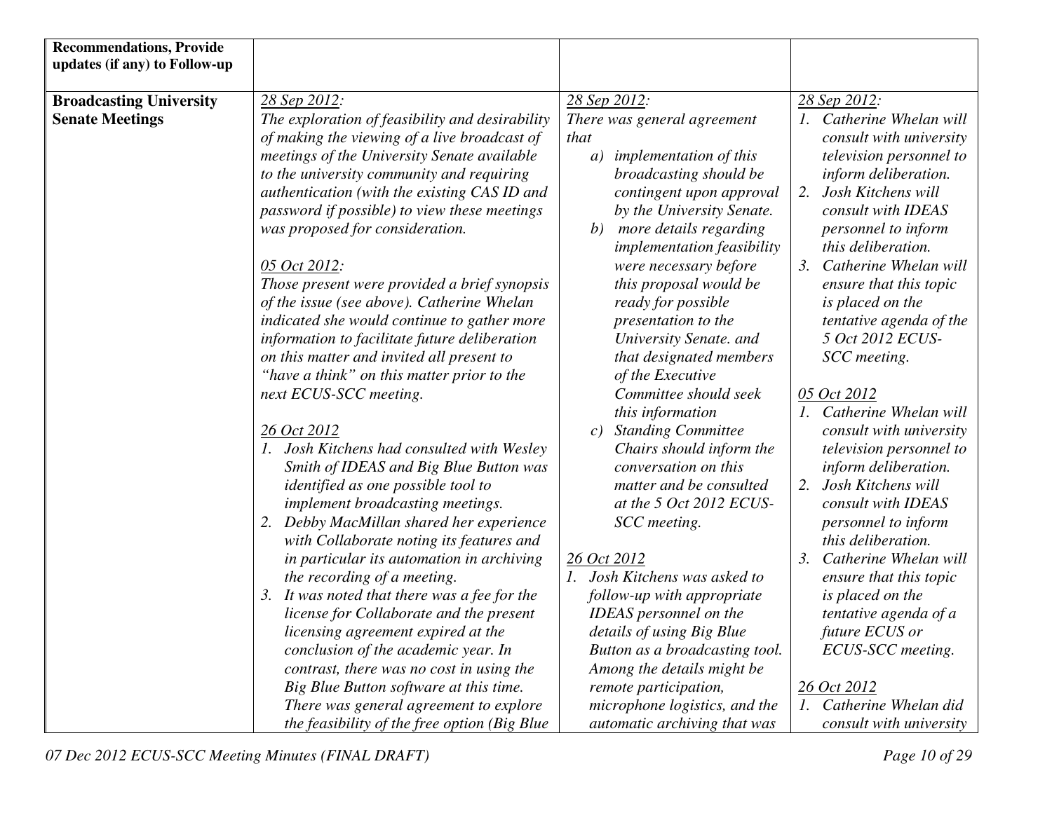| **Recommendations, Provide updates (if any) to Follow-up** | | | |
|---|---|---|---|
| **Broadcasting University Senate Meetings** | *28 Sep 2012:*<br>*The exploration of feasibility and desirability of making the viewing of a live broadcast of meetings of the University Senate available to the university community and requiring authentication (with the existing CAS ID and password if possible) to view these meetings was proposed for consideration.*<br><br>*05 Oct 2012:*<br>*Those present were provided a brief synopsis of the issue (see above). Catherine Whelan indicated she would continue to gather more information to facilitate future deliberation on this matter and invited all present to "have a think" on this matter prior to the next ECUS-SCC meeting.*<br><br>*26 Oct 2012*<br>*1. Josh Kitchens had consulted with Wesley Smith of IDEAS and Big Blue Button was identified as one possible tool to implement broadcasting meetings.*<br>*2. Debby MacMillan shared her experience with Collaborate noting its features and in particular its automation in archiving the recording of a meeting.*<br>*3. It was noted that there was a fee for the license for Collaborate and the present licensing agreement expired at the conclusion of the academic year. In contrast, there was no cost in using the Big Blue Button software at this time. There was general agreement to explore the feasibility of the free option (Big Blue* | *28 Sep 2012:*<br>*There was general agreement that*<br>*a) implementation of this broadcasting should be contingent upon approval by the University Senate.*<br>*b) more details regarding implementation feasibility were necessary before this proposal would be ready for possible presentation to the University Senate. and that designated members of the Executive Committee should seek this information*<br>*c) Standing Committee Chairs should inform the conversation on this matter and be consulted at the 5 Oct 2012 ECUS-SCC meeting.*<br><br>*26 Oct 2012*<br>*1. Josh Kitchens was asked to follow-up with appropriate IDEAS personnel on the details of using Big Blue Button as a broadcasting tool. Among the details might be remote participation, microphone logistics, and the automatic archiving that was* | *28 Sep 2012:*<br>*1. Catherine Whelan will consult with university television personnel to inform deliberation.*<br>*2. Josh Kitchens will consult with IDEAS personnel to inform this deliberation.*<br>*3. Catherine Whelan will ensure that this topic is placed on the tentative agenda of the 5 Oct 2012 ECUS-SCC meeting.*<br><br>*05 Oct 2012*<br>*1. Catherine Whelan will consult with university television personnel to inform deliberation.*<br>*2. Josh Kitchens will consult with IDEAS personnel to inform this deliberation.*<br>*3. Catherine Whelan will ensure that this topic is placed on the tentative agenda of a future ECUS or ECUS-SCC meeting.*<br><br>*26 Oct 2012*<br>*1. Catherine Whelan did consult with university* |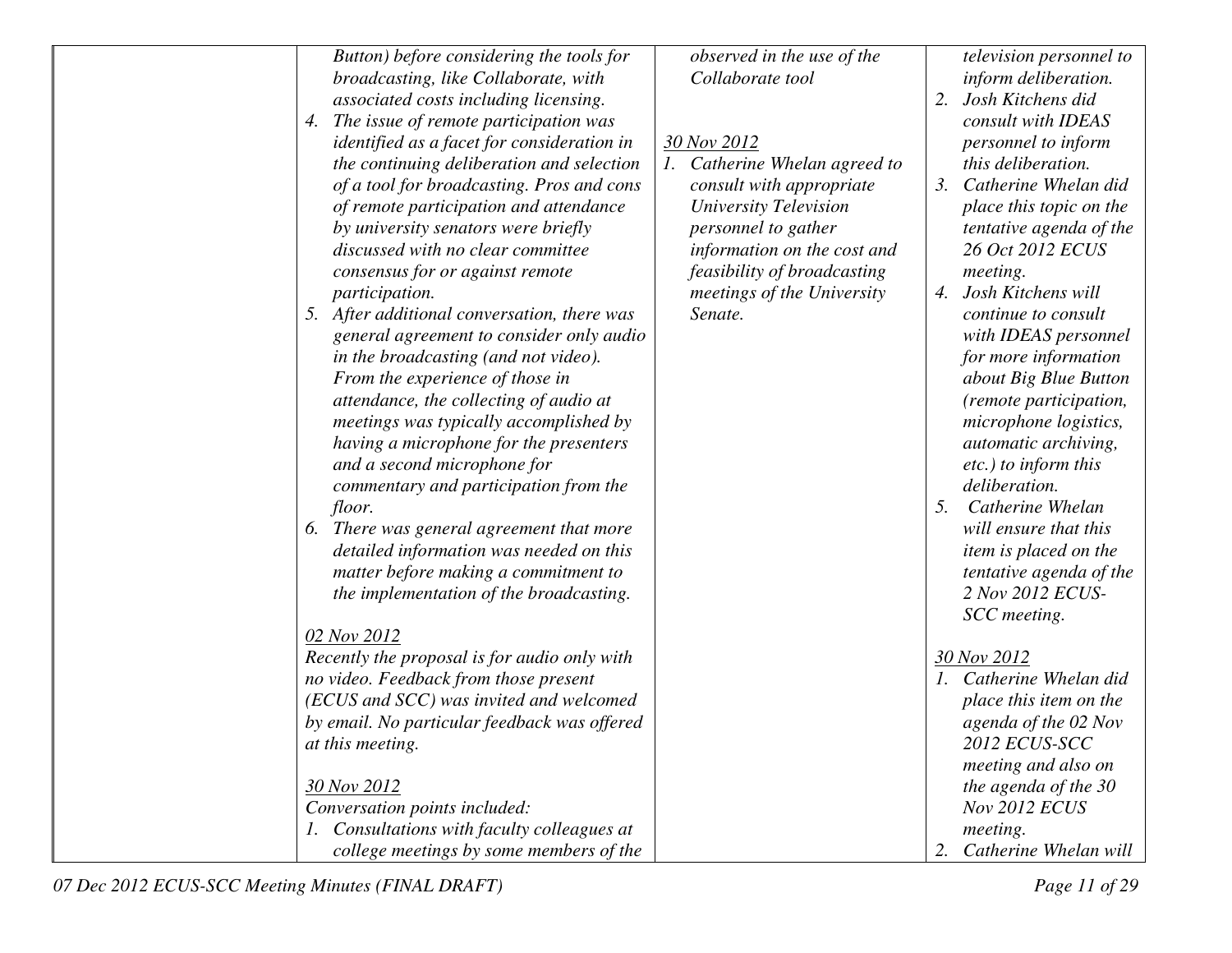| | | | |
|---|---|---|---|
| | *Button) before considering the tools for broadcasting, like Collaborate, with associated costs including licensing.*<br>4. *The issue of remote participation was identified as a facet for consideration in the continuing deliberation and selection of a tool for broadcasting. Pros and cons of remote participation and attendance by university senators were briefly discussed with no clear committee consensus for or against remote participation.*<br>5. *After additional conversation, there was general agreement to consider only audio in the broadcasting (and not video). From the experience of those in attendance, the collecting of audio at meetings was typically accomplished by having a microphone for the presenters and a second microphone for commentary and participation from the floor.*<br>6. *There was general agreement that more detailed information was needed on this matter before making a commitment to the implementation of the broadcasting.*<br><br>*<u>02 Nov 2012</u>*<br>*Recently the proposal is for audio only with no video. Feedback from those present (ECUS and SCC) was invited and welcomed by email. No particular feedback was offered at this meeting.*<br><br>*<u>30 Nov 2012</u>*<br>*Conversation points included:*<br>1. *Consultations with faculty colleagues at college meetings by some members of the* | *observed in the use of the Collaborate tool*<br><br>*<u>30 Nov 2012</u>*<br>1. *Catherine Whelan agreed to consult with appropriate University Television personnel to gather information on the cost and feasibility of broadcasting meetings of the University Senate.* | *television personnel to inform deliberation.*<br>2. *Josh Kitchens did consult with IDEAS personnel to inform this deliberation.*<br>3. *Catherine Whelan did place this topic on the tentative agenda of the 26 Oct 2012 ECUS meeting.*<br>4. *Josh Kitchens will continue to consult with IDEAS personnel for more information about Big Blue Button (remote participation, microphone logistics, automatic archiving, etc.) to inform this deliberation.*<br>5. *Catherine Whelan will ensure that this item is placed on the tentative agenda of the 2 Nov 2012 ECUS-SCC meeting.*<br><br>*<u>30 Nov 2012</u>*<br>1. *Catherine Whelan did place this item on the agenda of the 02 Nov 2012 ECUS-SCC meeting and also on the agenda of the 30 Nov 2012 ECUS meeting.*<br>2. *Catherine Whelan will* |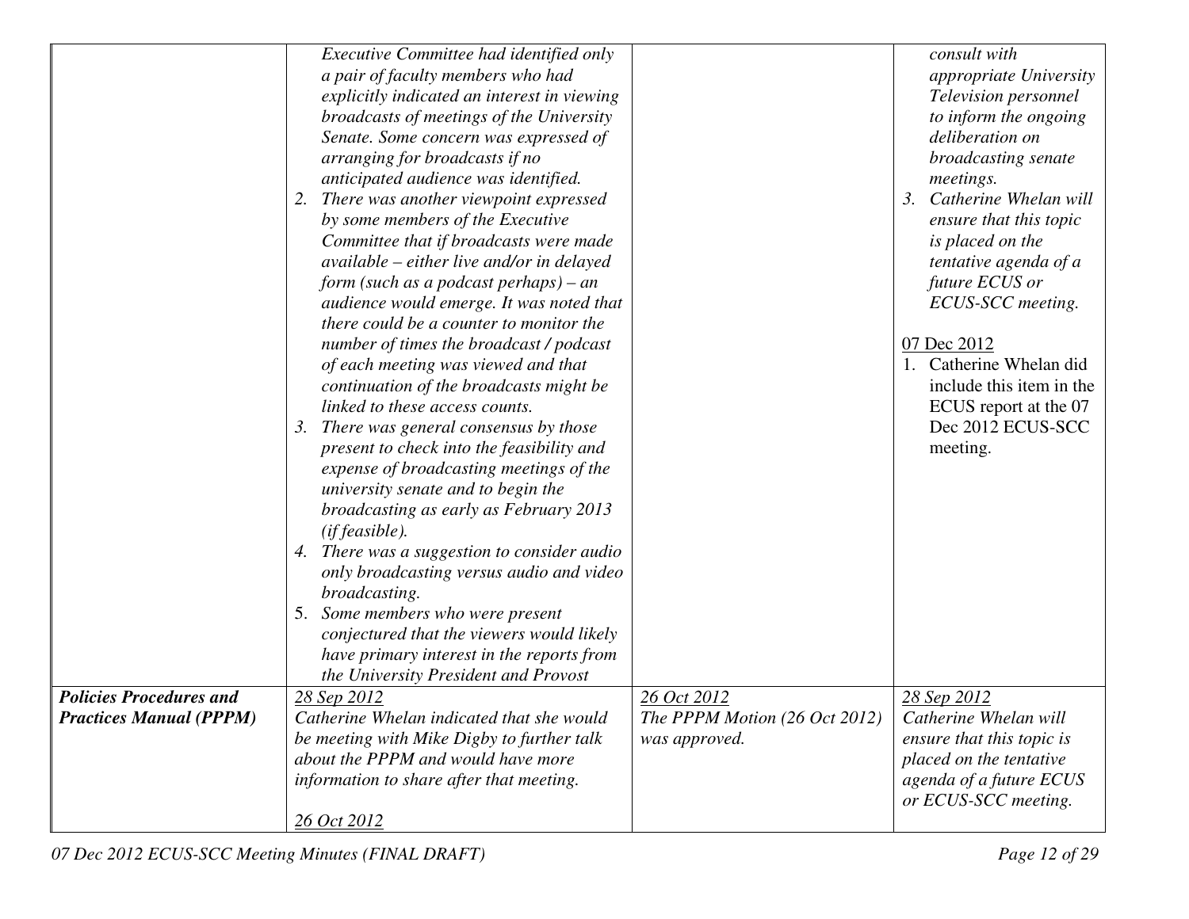| | | | |
|---|---|---|---|
| | *Executive Committee had identified only a pair of faculty members who had explicitly indicated an interest in viewing broadcasts of meetings of the University Senate. Some concern was expressed of arranging for broadcasts if no anticipated audience was identified.*<br>2. *There was another viewpoint expressed by some members of the Executive Committee that if broadcasts were made available – either live and/or in delayed form (such as a podcast perhaps) – an audience would emerge. It was noted that there could be a counter to monitor the number of times the broadcast / podcast of each meeting was viewed and that continuation of the broadcasts might be linked to these access counts.*<br>3. *There was general consensus by those present to check into the feasibility and expense of broadcasting meetings of the university senate and to begin the broadcasting as early as February 2013 (if feasible).*<br>4. *There was a suggestion to consider audio only broadcasting versus audio and video broadcasting.*<br>5. *Some members who were present conjectured that the viewers would likely have primary interest in the reports from the University President and Provost* | | *consult with appropriate University Television personnel to inform the ongoing deliberation on broadcasting senate meetings.*<br>3. *Catherine Whelan will ensure that this topic is placed on the tentative agenda of a future ECUS or ECUS-SCC meeting.*<br><br>07 Dec 2012<br>1. Catherine Whelan did include this item in the ECUS report at the 07 Dec 2012 ECUS-SCC meeting. |
| ***Policies Procedures and Practices Manual (PPPM)*** | *28 Sep 2012*<br>*Catherine Whelan indicated that she would be meeting with Mike Digby to further talk about the PPPM and would have more information to share after that meeting.*<br><br>*26 Oct 2012* | *26 Oct 2012*<br>*The PPPM Motion (26 Oct 2012) was approved.* | *28 Sep 2012*<br>*Catherine Whelan will ensure that this topic is placed on the tentative agenda of a future ECUS or ECUS-SCC meeting.* |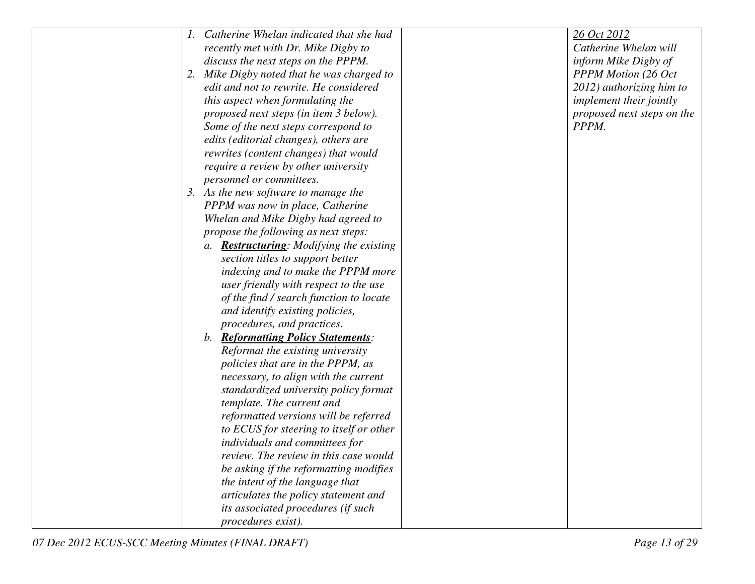| | | | |
|---|---|---|---|
| | 1. *Catherine Whelan indicated that she had recently met with Dr. Mike Digby to discuss the next steps on the PPPM.*<br>2. *Mike Digby noted that he was charged to edit and not to rewrite. He considered this aspect when formulating the proposed next steps (in item 3 below). Some of the next steps correspond to edits (editorial changes), others are rewrites (content changes) that would require a review by other university personnel or committees.*<br>3. *As the new software to manage the PPPM was now in place, Catherine Whelan and Mike Digby had agreed to propose the following as next steps:*<br>a. ***Restructuring**: Modifying the existing section titles to support better indexing and to make the PPPM more user friendly with respect to the use of the find / search function to locate and identify existing policies, procedures, and practices.*<br>b. ***Reformatting Policy Statements**: Reformat the existing university policies that are in the PPPM, as necessary, to align with the current standardized university policy format template. The current and reformatted versions will be referred to ECUS for steering to itself or other individuals and committees for review. The review in this case would be asking if the reformatting modifies the intent of the language that articulates the policy statement and its associated procedures (if such procedures exist).* | | *26 Oct 2012*<br>*Catherine Whelan will inform Mike Digby of PPPM Motion (26 Oct 2012) authorizing him to implement their jointly proposed next steps on the PPPM.* |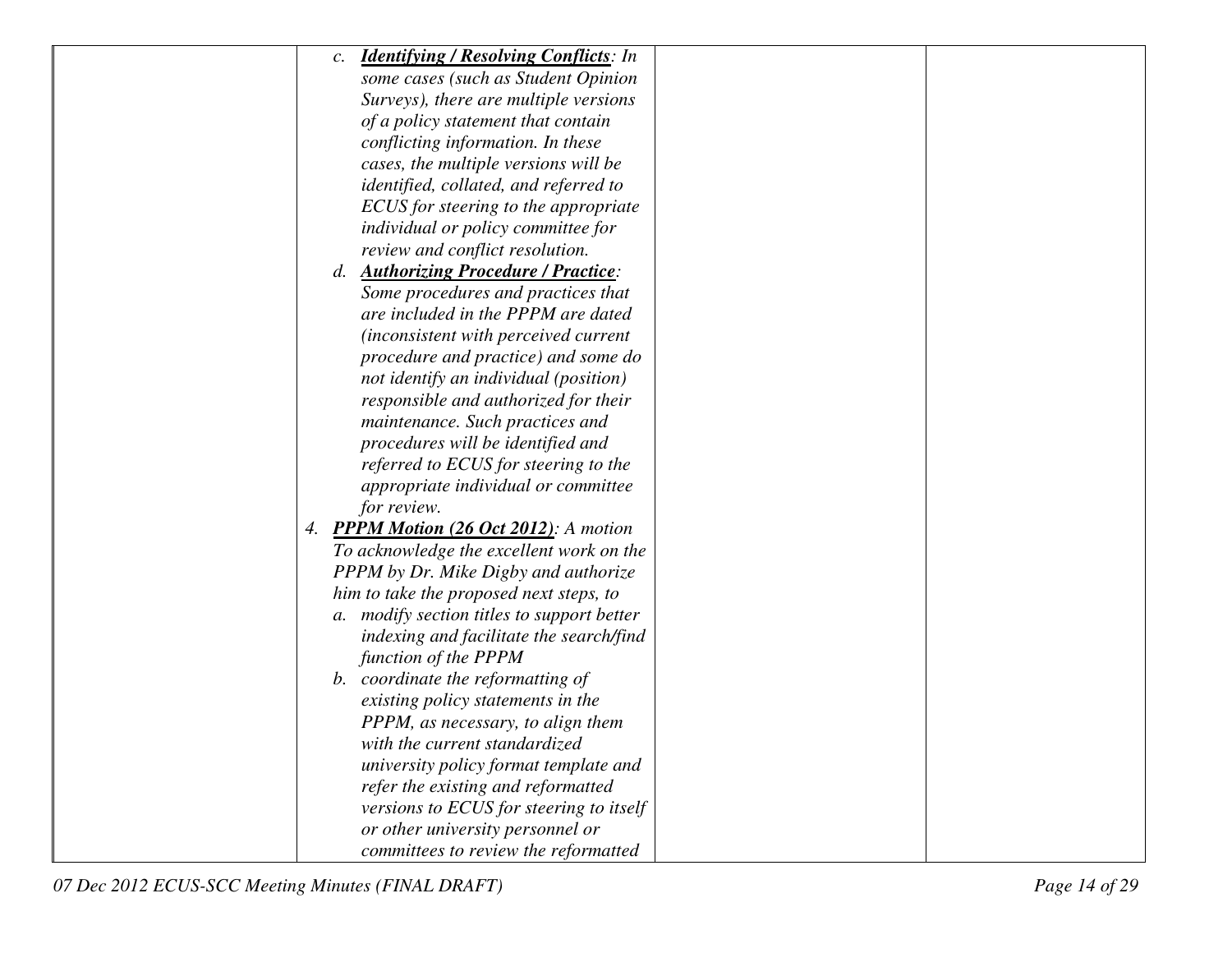| | | | |
|---|---|---|---|
| | c. ***<u>Identifying / Resolving Conflicts</u>**: In some cases (such as Student Opinion Surveys), there are multiple versions of a policy statement that contain conflicting information. In these cases, the multiple versions will be identified, collated, and referred to ECUS for steering to the appropriate individual or policy committee for review and conflict resolution.*<br>d. ***<u>Authorizing Procedure / Practice</u>**: Some procedures and practices that are included in the PPPM are dated (inconsistent with perceived current procedure and practice) and some do not identify an individual (position) responsible and authorized for their maintenance. Such practices and procedures will be identified and referred to ECUS for steering to the appropriate individual or committee for review.*<br>4. ***<u>PPPM Motion (26 Oct 2012)</u>**: A motion To acknowledge the excellent work on the PPPM by Dr. Mike Digby and authorize him to take the proposed next steps, to*<br>a. *modify section titles to support better indexing and facilitate the search/find function of the PPPM*<br>b. *coordinate the reformatting of existing policy statements in the PPPM, as necessary, to align them with the current standardized university policy format template and refer the existing and reformatted versions to ECUS for steering to itself or other university personnel or committees to review the reformatted* | | |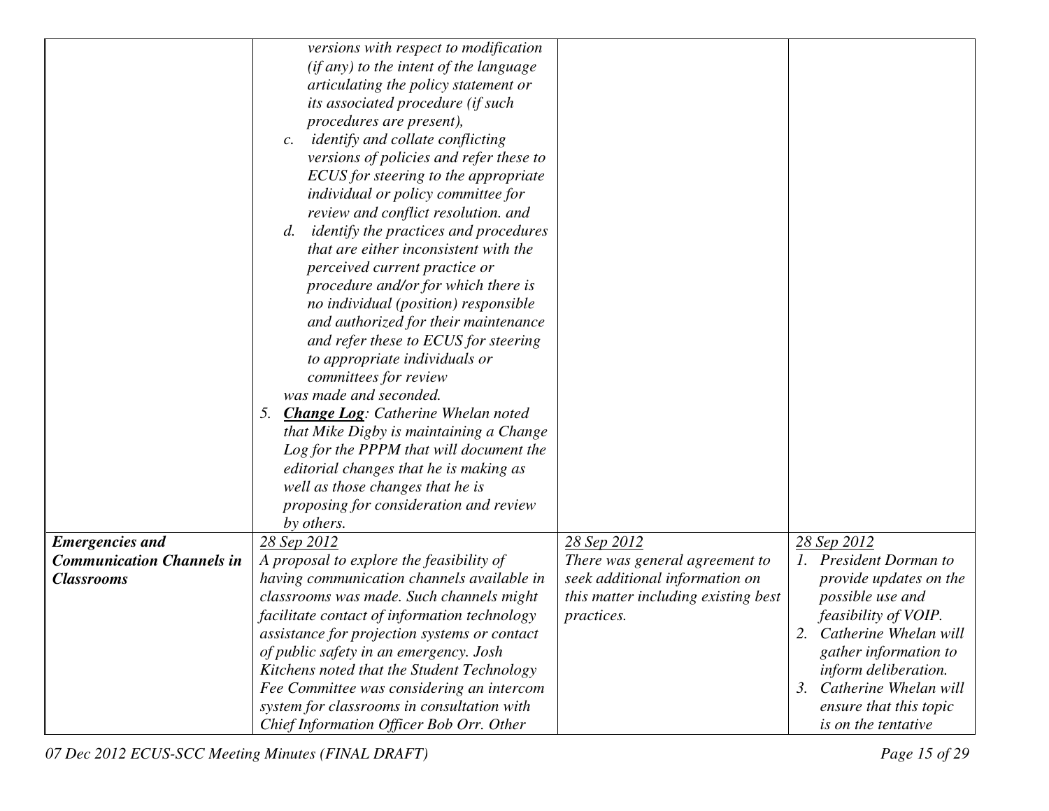| | | | |
|---|---|---|---|
| | *versions with respect to modification (if any) to the intent of the language articulating the policy statement or its associated procedure (if such procedures are present),*<br>*c. identify and collate conflicting versions of policies and refer these to ECUS for steering to the appropriate individual or policy committee for review and conflict resolution. and*<br>*d. identify the practices and procedures that are either inconsistent with the perceived current practice or procedure and/or for which there is no individual (position) responsible and authorized for their maintenance and refer these to ECUS for steering to appropriate individuals or committees for review*<br>*was made and seconded.*<br>*5. **Change Log**: Catherine Whelan noted that Mike Digby is maintaining a Change Log for the PPPM that will document the editorial changes that he is making as well as those changes that he is proposing for consideration and review by others.* | | |
| ***Emergencies and Communication Channels in Classrooms*** | *28 Sep 2012*<br>*A proposal to explore the feasibility of having communication channels available in classrooms was made. Such channels might facilitate contact of information technology assistance for projection systems or contact of public safety in an emergency. Josh Kitchens noted that the Student Technology Fee Committee was considering an intercom system for classrooms in consultation with Chief Information Officer Bob Orr. Other* | *28 Sep 2012*<br>*There was general agreement to seek additional information on this matter including existing best practices.* | *28 Sep 2012*<br>*1. President Dorman to provide updates on the possible use and feasibility of VOIP.*<br>*2. Catherine Whelan will gather information to inform deliberation.*<br>*3. Catherine Whelan will ensure that this topic is on the tentative* |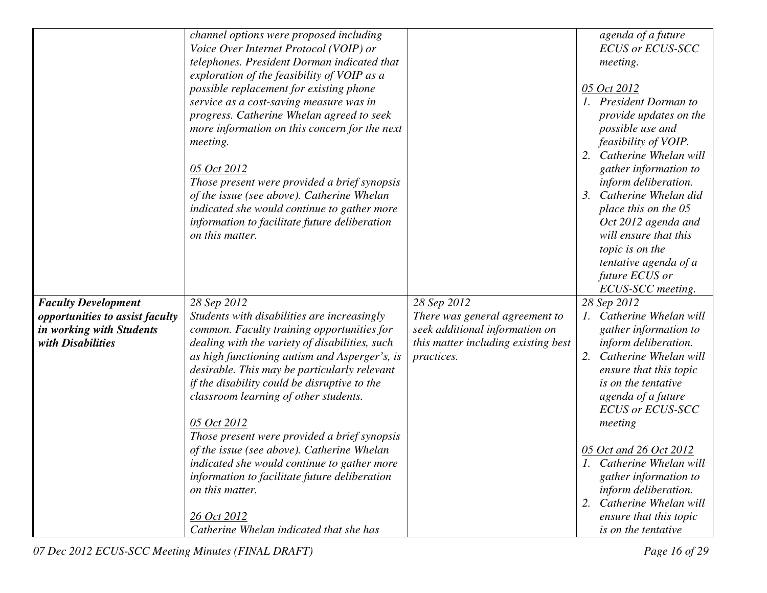| | | | |
|---|---|---|---|
| | *channel options were proposed including Voice Over Internet Protocol (VOIP) or telephones. President Dorman indicated that exploration of the feasibility of VOIP as a possible replacement for existing phone service as a cost-saving measure was in progress. Catherine Whelan agreed to seek more information on this concern for the next meeting.*<br><br>*05 Oct 2012*<br>*Those present were provided a brief synopsis of the issue (see above). Catherine Whelan indicated she would continue to gather more information to facilitate future deliberation on this matter.* | | *agenda of a future ECUS or ECUS-SCC meeting.*<br><br>*05 Oct 2012*<br>*1. President Dorman to provide updates on the possible use and feasibility of VOIP.*<br>*2. Catherine Whelan will gather information to inform deliberation.*<br>*3. Catherine Whelan did place this on the 05 Oct 2012 agenda and will ensure that this topic is on the tentative agenda of a future ECUS or ECUS-SCC meeting.* |
| ***Faculty Development opportunities to assist faculty in working with Students with Disabilities*** | *28 Sep 2012*<br>*Students with disabilities are increasingly common. Faculty training opportunities for dealing with the variety of disabilities, such as high functioning autism and Asperger's, is desirable. This may be particularly relevant if the disability could be disruptive to the classroom learning of other students.*<br><br>*05 Oct 2012*<br>*Those present were provided a brief synopsis of the issue (see above). Catherine Whelan indicated she would continue to gather more information to facilitate future deliberation on this matter.*<br><br>*26 Oct 2012*<br>*Catherine Whelan indicated that she has* | *28 Sep 2012*<br>*There was general agreement to seek additional information on this matter including existing best practices.* | *28 Sep 2012*<br>*1. Catherine Whelan will gather information to inform deliberation.*<br>*2. Catherine Whelan will ensure that this topic is on the tentative agenda of a future ECUS or ECUS-SCC meeting*<br><br>*05 Oct and 26 Oct 2012*<br>*1. Catherine Whelan will gather information to inform deliberation.*<br>*2. Catherine Whelan will ensure that this topic is on the tentative* |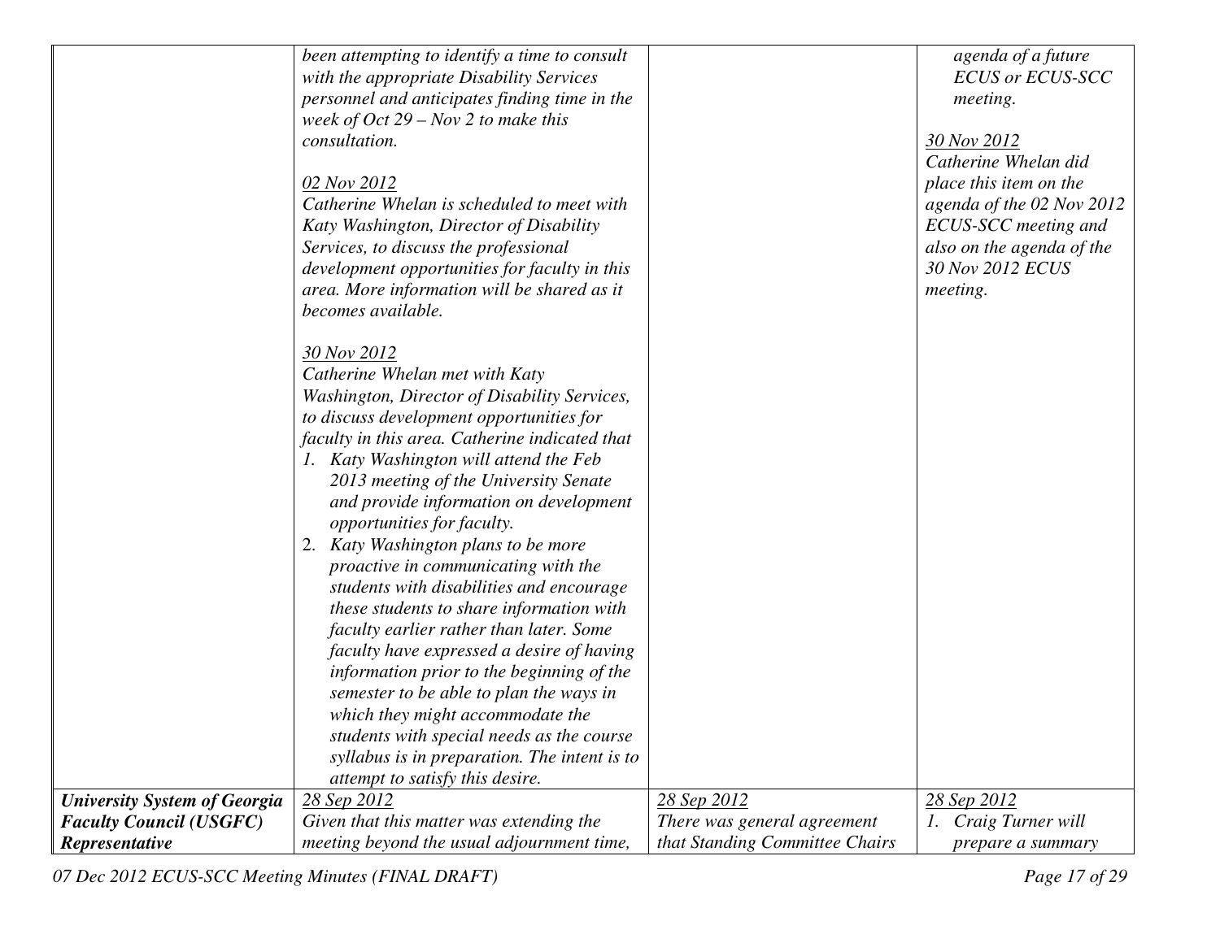| | | | |
|---|---|---|---|
| | *been attempting to identify a time to consult with the appropriate Disability Services personnel and anticipates finding time in the week of Oct 29 – Nov 2 to make this consultation.*<br><br>*02 Nov 2012*<br>*Catherine Whelan is scheduled to meet with Katy Washington, Director of Disability Services, to discuss the professional development opportunities for faculty in this area. More information will be shared as it becomes available.*<br><br>*30 Nov 2012*<br>*Catherine Whelan met with Katy Washington, Director of Disability Services, to discuss development opportunities for faculty in this area. Catherine indicated that*<br>*1. Katy Washington will attend the Feb 2013 meeting of the University Senate and provide information on development opportunities for faculty.*<br>*2. Katy Washington plans to be more proactive in communicating with the students with disabilities and encourage these students to share information with faculty earlier rather than later. Some faculty have expressed a desire of having information prior to the beginning of the semester to be able to plan the ways in which they might accommodate the students with special needs as the course syllabus is in preparation. The intent is to attempt to satisfy this desire.* | | *agenda of a future ECUS or ECUS-SCC meeting.*<br><br>*30 Nov 2012*<br>*Catherine Whelan did place this item on the agenda of the 02 Nov 2012 ECUS-SCC meeting and also on the agenda of the 30 Nov 2012 ECUS meeting.* |
| ***University System of Georgia Faculty Council (USGFC) Representative*** | *28 Sep 2012*<br>*Given that this matter was extending the meeting beyond the usual adjournment time,* | *28 Sep 2012*<br>*There was general agreement that Standing Committee Chairs* | *28 Sep 2012*<br>*1. Craig Turner will prepare a summary* |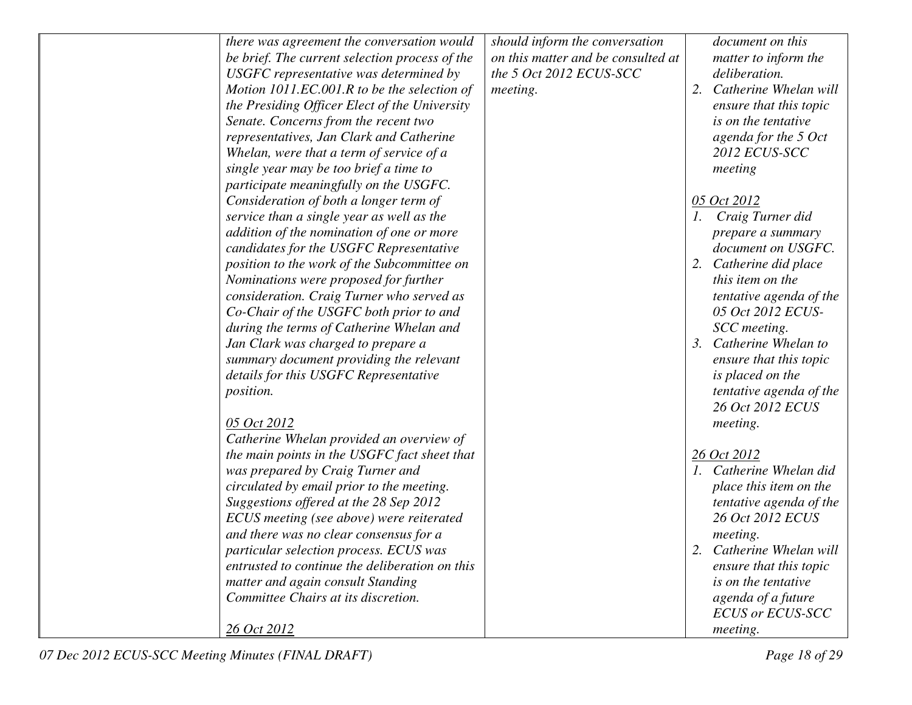| | | | |
|---|---|---|---|
| | *there was agreement the conversation would be brief. The current selection process of the USGFC representative was determined by Motion 1011.EC.001.R to be the selection of the Presiding Officer Elect of the University Senate. Concerns from the recent two representatives, Jan Clark and Catherine Whelan, were that a term of service of a single year may be too brief a time to participate meaningfully on the USGFC. Consideration of both a longer term of service than a single year as well as the addition of the nomination of one or more candidates for the USGFC Representative position to the work of the Subcommittee on Nominations were proposed for further consideration. Craig Turner who served as Co-Chair of the USGFC both prior to and during the terms of Catherine Whelan and Jan Clark was charged to prepare a summary document providing the relevant details for this USGFC Representative position.*<br><br>*<u>05 Oct 2012</u>*<br>*Catherine Whelan provided an overview of the main points in the USGFC fact sheet that was prepared by Craig Turner and circulated by email prior to the meeting. Suggestions offered at the 28 Sep 2012 ECUS meeting (see above) were reiterated and there was no clear consensus for a particular selection process. ECUS was entrusted to continue the deliberation on this matter and again consult Standing Committee Chairs at its discretion.*<br><br>*<u>26 Oct 2012</u>* | *should inform the conversation on this matter and be consulted at the 5 Oct 2012 ECUS-SCC meeting.* | *document on this matter to inform the deliberation.*<br>*2. Catherine Whelan will ensure that this topic is on the tentative agenda for the 5 Oct 2012 ECUS-SCC meeting*<br><br>*<u>05 Oct 2012</u>*<br>*1. Craig Turner did prepare a summary document on USGFC.*<br>*2. Catherine did place this item on the tentative agenda of the 05 Oct 2012 ECUS-SCC meeting.*<br>*3. Catherine Whelan to ensure that this topic is placed on the tentative agenda of the 26 Oct 2012 ECUS meeting.*<br><br>*<u>26 Oct 2012</u>*<br>*1. Catherine Whelan did place this item on the tentative agenda of the 26 Oct 2012 ECUS meeting.*<br>*2. Catherine Whelan will ensure that this topic is on the tentative agenda of a future ECUS or ECUS-SCC meeting.* |

*07 Dec 2012 ECUS-SCC Meeting Minutes (FINAL DRAFT)*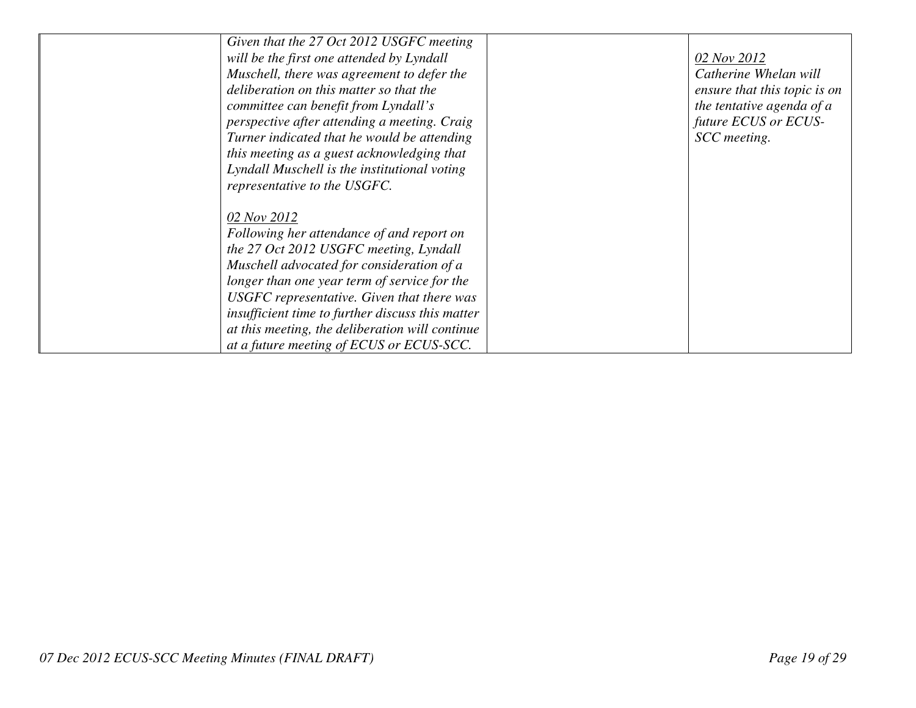| | | | |
|---|---|---|---|
| | *Given that the 27 Oct 2012 USGFC meeting will be the first one attended by Lyndall Muschell, there was agreement to defer the deliberation on this matter so that the committee can benefit from Lyndall's perspective after attending a meeting. Craig Turner indicated that he would be attending this meeting as a guest acknowledging that Lyndall Muschell is the institutional voting representative to the USGFC.*<br><br>*<u>02 Nov 2012</u>*<br>*Following her attendance of and report on the 27 Oct 2012 USGFC meeting, Lyndall Muschell advocated for consideration of a longer than one year term of service for the USGFC representative. Given that there was insufficient time to further discuss this matter at this meeting, the deliberation will continue at a future meeting of ECUS or ECUS-SCC.* | | *<u>02 Nov 2012</u>*<br>*Catherine Whelan will ensure that this topic is on the tentative agenda of a future ECUS or ECUS-SCC meeting.* |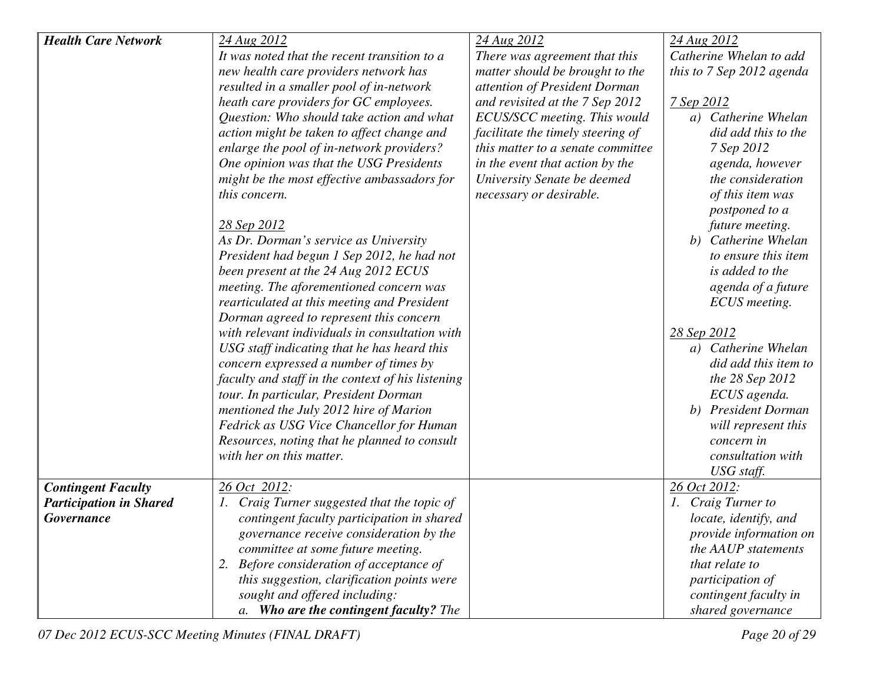| | | | |
|---|---|---|---|
| ***Health Care Network*** | *24 Aug 2012*<br>*It was noted that the recent transition to a new health care providers network has resulted in a smaller pool of in-network heath care providers for GC employees. Question: Who should take action and what action might be taken to affect change and enlarge the pool of in-network providers? One opinion was that the USG Presidents might be the most effective ambassadors for this concern.*<br><br>*28 Sep 2012*<br>*As Dr. Dorman's service as University President had begun 1 Sep 2012, he had not been present at the 24 Aug 2012 ECUS meeting. The aforementioned concern was rearticulated at this meeting and President Dorman agreed to represent this concern with relevant individuals in consultation with USG staff indicating that he has heard this concern expressed a number of times by faculty and staff in the context of his listening tour. In particular, President Dorman mentioned the July 2012 hire of Marion Fedrick as USG Vice Chancellor for Human Resources, noting that he planned to consult with her on this matter.* | *24 Aug 2012*<br>*There was agreement that this matter should be brought to the attention of President Dorman and revisited at the 7 Sep 2012 ECUS/SCC meeting. This would facilitate the timely steering of this matter to a senate committee in the event that action by the University Senate be deemed necessary or desirable.* | *24 Aug 2012*<br>*Catherine Whelan to add this to 7 Sep 2012 agenda*<br><br>*7 Sep 2012*<br>*a) Catherine Whelan did add this to the 7 Sep 2012 agenda, however the consideration of this item was postponed to a future meeting.*<br>*b) Catherine Whelan to ensure this item is added to the agenda of a future ECUS meeting.*<br><br>*28 Sep 2012*<br>*a) Catherine Whelan did add this item to the 28 Sep 2012 ECUS agenda.*<br>*b) President Dorman will represent this concern in consultation with USG staff.* |
| ***Contingent Faculty Participation in Shared Governance*** | *26 Oct 2012:*<br>*1. Craig Turner suggested that the topic of contingent faculty participation in shared governance receive consideration by the committee at some future meeting.*<br>*2. Before consideration of acceptance of this suggestion, clarification points were sought and offered including:*<br>*a.* ***Who are the contingent faculty?*** *The* | | *26 Oct 2012:*<br>*1. Craig Turner to locate, identify, and provide information on the AAUP statements that relate to participation of contingent faculty in shared governance* |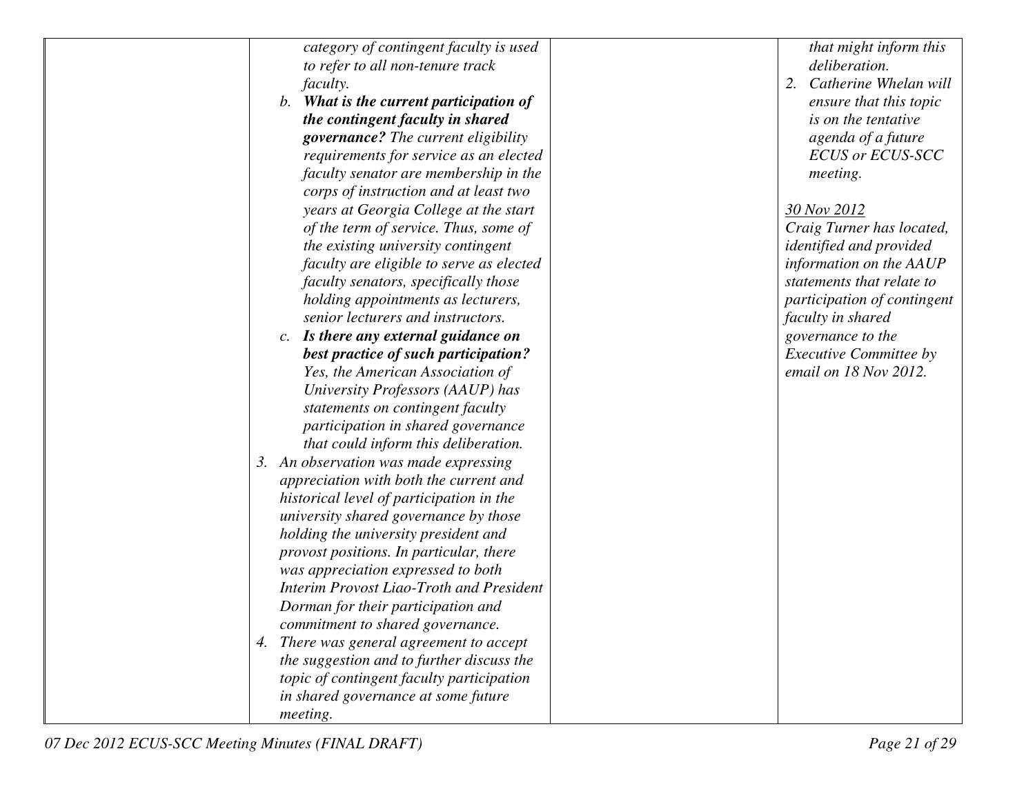| | | | |
|---|---|---|---|
| | *category of contingent faculty is used to refer to all non-tenure track faculty.*<br>b. ***What is the current participation of the contingent faculty in shared governance?*** *The current eligibility requirements for service as an elected faculty senator are membership in the corps of instruction and at least two years at Georgia College at the start of the term of service. Thus, some of the existing university contingent faculty are eligible to serve as elected faculty senators, specifically those holding appointments as lecturers, senior lecturers and instructors.*<br>c. ***Is there any external guidance on best practice of such participation?*** *Yes, the American Association of University Professors (AAUP) has statements on contingent faculty participation in shared governance that could inform this deliberation.*<br>3. *An observation was made expressing appreciation with both the current and historical level of participation in the university shared governance by those holding the university president and provost positions. In particular, there was appreciation expressed to both Interim Provost Liao-Troth and President Dorman for their participation and commitment to shared governance.*<br>4. *There was general agreement to accept the suggestion and to further discuss the topic of contingent faculty participation in shared governance at some future meeting.* | | *that might inform this deliberation.*<br>2. *Catherine Whelan will ensure that this topic is on the tentative agenda of a future ECUS or ECUS-SCC meeting.*<br><br>*30 Nov 2012*<br>*Craig Turner has located, identified and provided information on the AAUP statements that relate to participation of contingent faculty in shared governance to the Executive Committee by email on 18 Nov 2012.* |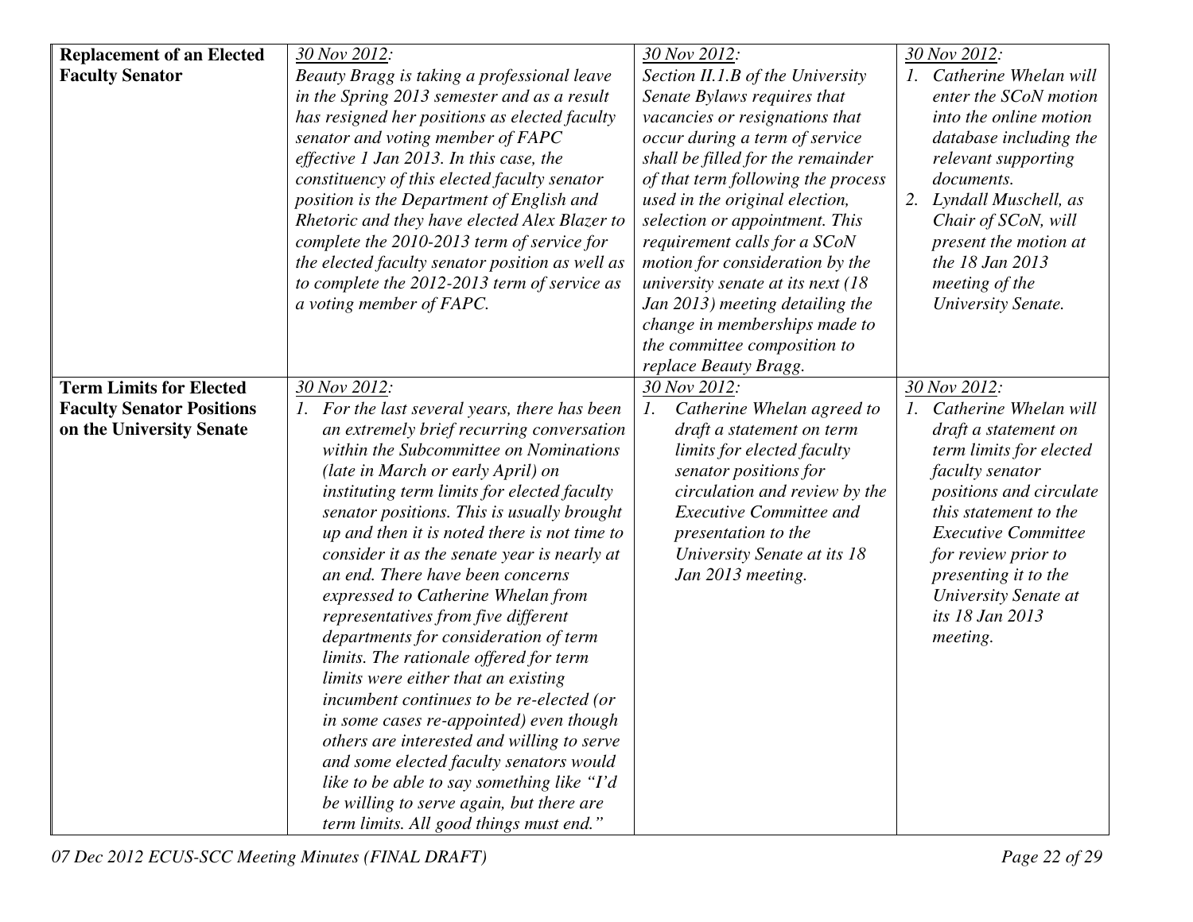| | | | |
|---|---|---|---|
| **Replacement of an Elected Faculty Senator** | *30 Nov 2012:* *Beauty Bragg is taking a professional leave in the Spring 2013 semester and as a result has resigned her positions as elected faculty senator and voting member of FAPC effective 1 Jan 2013. In this case, the constituency of this elected faculty senator position is the Department of English and Rhetoric and they have elected Alex Blazer to complete the 2010-2013 term of service for the elected faculty senator position as well as to complete the 2012-2013 term of service as a voting member of FAPC.* | *30 Nov 2012:* *Section II.1.B of the University Senate Bylaws requires that vacancies or resignations that occur during a term of service shall be filled for the remainder of that term following the process used in the original election, selection or appointment. This requirement calls for a SCoN motion for consideration by the university senate at its next (18 Jan 2013) meeting detailing the change in memberships made to the committee composition to replace Beauty Bragg.* | *30 Nov 2012:* *1. Catherine Whelan will enter the SCoN motion into the online motion database including the relevant supporting documents.* *2. Lyndall Muschell, as Chair of SCoN, will present the motion at the 18 Jan 2013 meeting of the University Senate.* |
| **Term Limits for Elected Faculty Senator Positions on the University Senate** | *30 Nov 2012:* *1. For the last several years, there has been an extremely brief recurring conversation within the Subcommittee on Nominations (late in March or early April) on instituting term limits for elected faculty senator positions. This is usually brought up and then it is noted there is not time to consider it as the senate year is nearly at an end. There have been concerns expressed to Catherine Whelan from representatives from five different departments for consideration of term limits. The rationale offered for term limits were either that an existing incumbent continues to be re-elected (or in some cases re-appointed) even though others are interested and willing to serve and some elected faculty senators would like to be able to say something like "I'd be willing to serve again, but there are term limits. All good things must end."* | *30 Nov 2012:* *1. Catherine Whelan agreed to draft a statement on term limits for elected faculty senator positions for circulation and review by the Executive Committee and presentation to the University Senate at its 18 Jan 2013 meeting.* | *30 Nov 2012:* *1. Catherine Whelan will draft a statement on term limits for elected faculty senator positions and circulate this statement to the Executive Committee for review prior to presenting it to the University Senate at its 18 Jan 2013 meeting.* |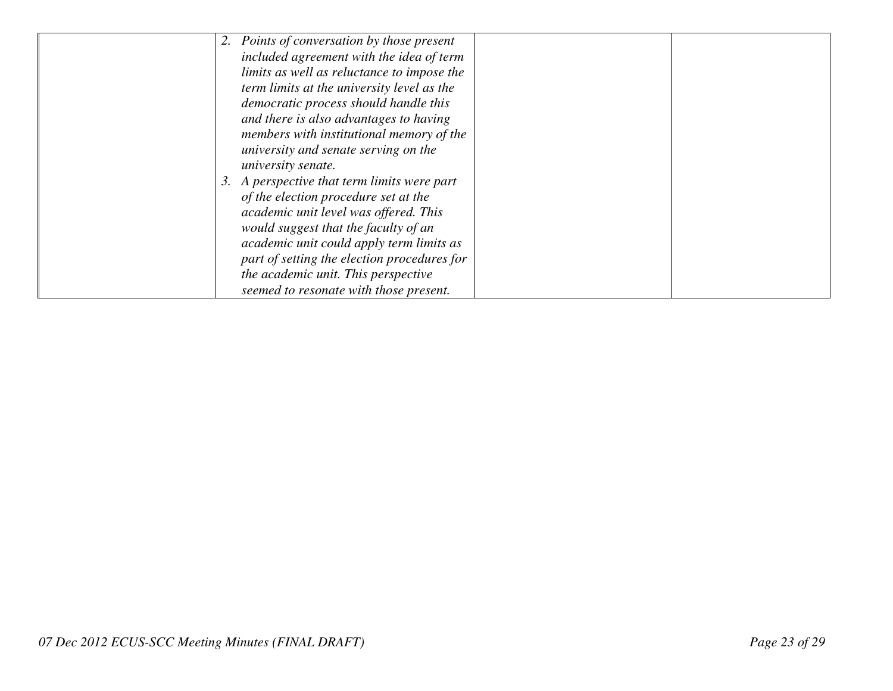|  | 2. *Points of conversation by those present included agreement with the idea of term limits as well as reluctance to impose the term limits at the university level as the democratic process should handle this and there is also advantages to having members with institutional memory of the university and senate serving on the university senate.*<br>3. *A perspective that term limits were part of the election procedure set at the academic unit level was offered. This would suggest that the faculty of an academic unit could apply term limits as part of setting the election procedures for the academic unit. This perspective seemed to resonate with those present.* |  |  |
|---|---|---|---|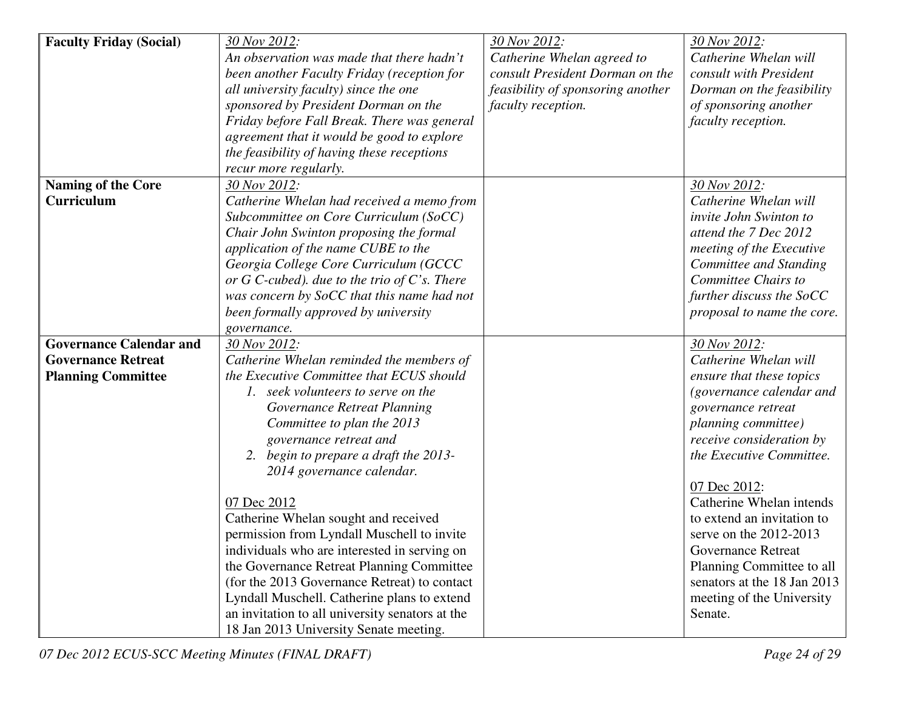| | | | |
|---|---|---|---|
| **Faculty Friday (Social)** | *30 Nov 2012:*<br>*An observation was made that there hadn't been another Faculty Friday (reception for all university faculty) since the one sponsored by President Dorman on the Friday before Fall Break. There was general agreement that it would be good to explore the feasibility of having these receptions recur more regularly.* | *30 Nov 2012:*<br>*Catherine Whelan agreed to consult President Dorman on the feasibility of sponsoring another faculty reception.* | *30 Nov 2012:*<br>*Catherine Whelan will consult with President Dorman on the feasibility of sponsoring another faculty reception.* |
| **Naming of the Core Curriculum** | *30 Nov 2012:*<br>*Catherine Whelan had received a memo from Subcommittee on Core Curriculum (SoCC) Chair John Swinton proposing the formal application of the name CUBE to the Georgia College Core Curriculum (GCCC or G C-cubed). due to the trio of C's. There was concern by SoCC that this name had not been formally approved by university governance.* | | *30 Nov 2012:*<br>*Catherine Whelan will invite John Swinton to attend the 7 Dec 2012 meeting of the Executive Committee and Standing Committee Chairs to further discuss the SoCC proposal to name the core.* |
| **Governance Calendar and Governance Retreat Planning Committee** | *30 Nov 2012:*<br>*Catherine Whelan reminded the members of the Executive Committee that ECUS should*<br>*1. seek volunteers to serve on the Governance Retreat Planning Committee to plan the 2013 governance retreat and*<br>*2. begin to prepare a draft the 2013-2014 governance calendar.*<br><br>07 Dec 2012<br>Catherine Whelan sought and received permission from Lyndall Muschell to invite individuals who are interested in serving on the Governance Retreat Planning Committee (for the 2013 Governance Retreat) to contact Lyndall Muschell. Catherine plans to extend an invitation to all university senators at the 18 Jan 2013 University Senate meeting. | | *30 Nov 2012:*<br>*Catherine Whelan will ensure that these topics (governance calendar and governance retreat planning committee) receive consideration by the Executive Committee.*<br><br>07 Dec 2012:<br>Catherine Whelan intends to extend an invitation to serve on the 2012-2013 Governance Retreat Planning Committee to all senators at the 18 Jan 2013 meeting of the University Senate. |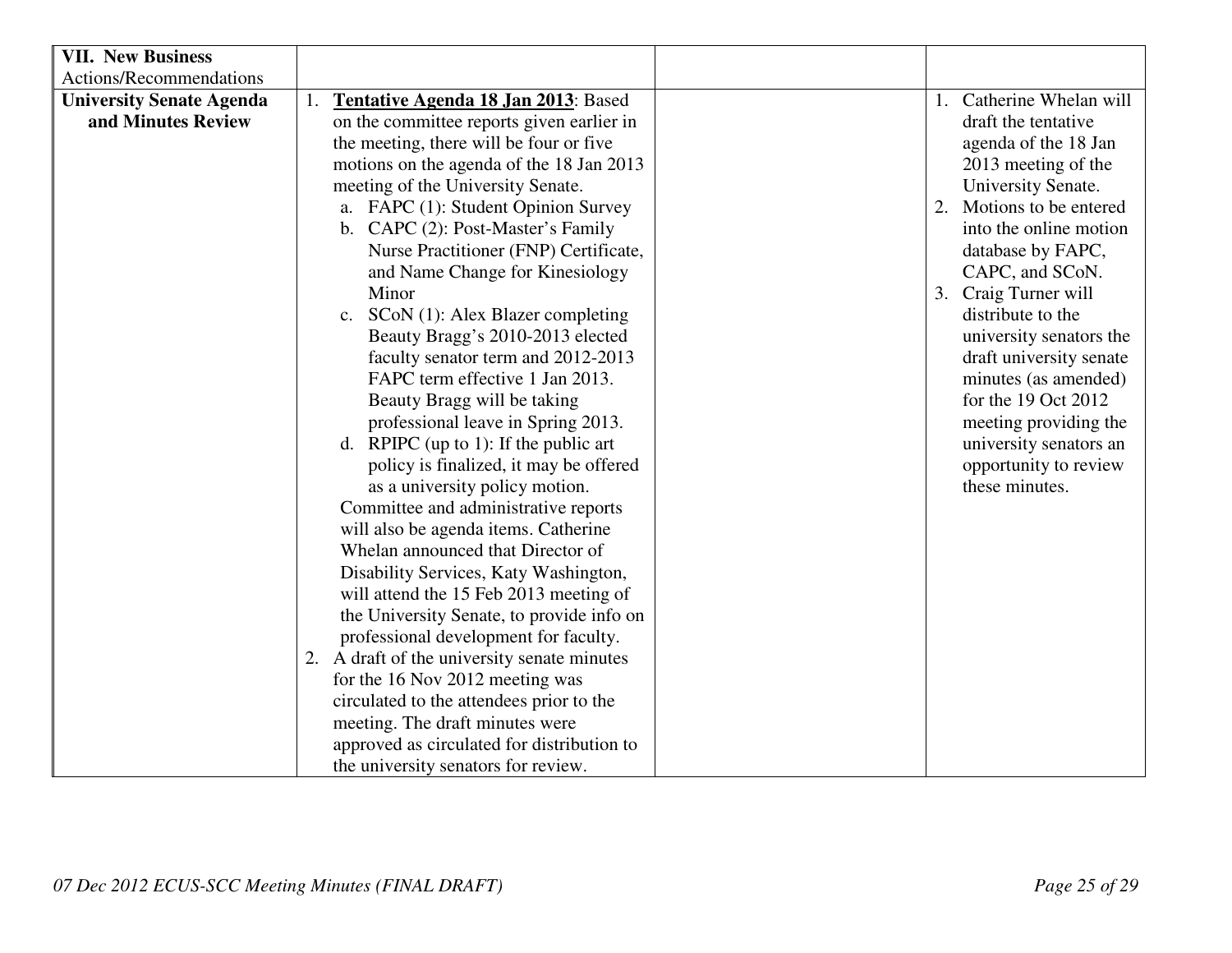| **VII. New Business** Actions/Recommendations | | | |
|---|---|---|---|
| **University Senate Agenda and Minutes Review** | 1. **<u>Tentative Agenda 18 Jan 2013</u>**: Based on the committee reports given earlier in the meeting, there will be four or five motions on the agenda of the 18 Jan 2013 meeting of the University Senate.<br>a. FAPC (1): Student Opinion Survey<br>b. CAPC (2): Post-Master's Family Nurse Practitioner (FNP) Certificate, and Name Change for Kinesiology Minor<br>c. SCoN (1): Alex Blazer completing Beauty Bragg's 2010-2013 elected faculty senator term and 2012-2013 FAPC term effective 1 Jan 2013. Beauty Bragg will be taking professional leave in Spring 2013.<br>d. RPIPC (up to 1): If the public art policy is finalized, it may be offered as a university policy motion.<br>Committee and administrative reports will also be agenda items. Catherine Whelan announced that Director of Disability Services, Katy Washington, will attend the 15 Feb 2013 meeting of the University Senate, to provide info on professional development for faculty.<br>2. A draft of the university senate minutes for the 16 Nov 2012 meeting was circulated to the attendees prior to the meeting. The draft minutes were approved as circulated for distribution to the university senators for review. | | 1. Catherine Whelan will draft the tentative agenda of the 18 Jan 2013 meeting of the University Senate.<br>2. Motions to be entered into the online motion database by FAPC, CAPC, and SCoN.<br>3. Craig Turner will distribute to the university senators the draft university senate minutes (as amended) for the 19 Oct 2012 meeting providing the university senators an opportunity to review these minutes. |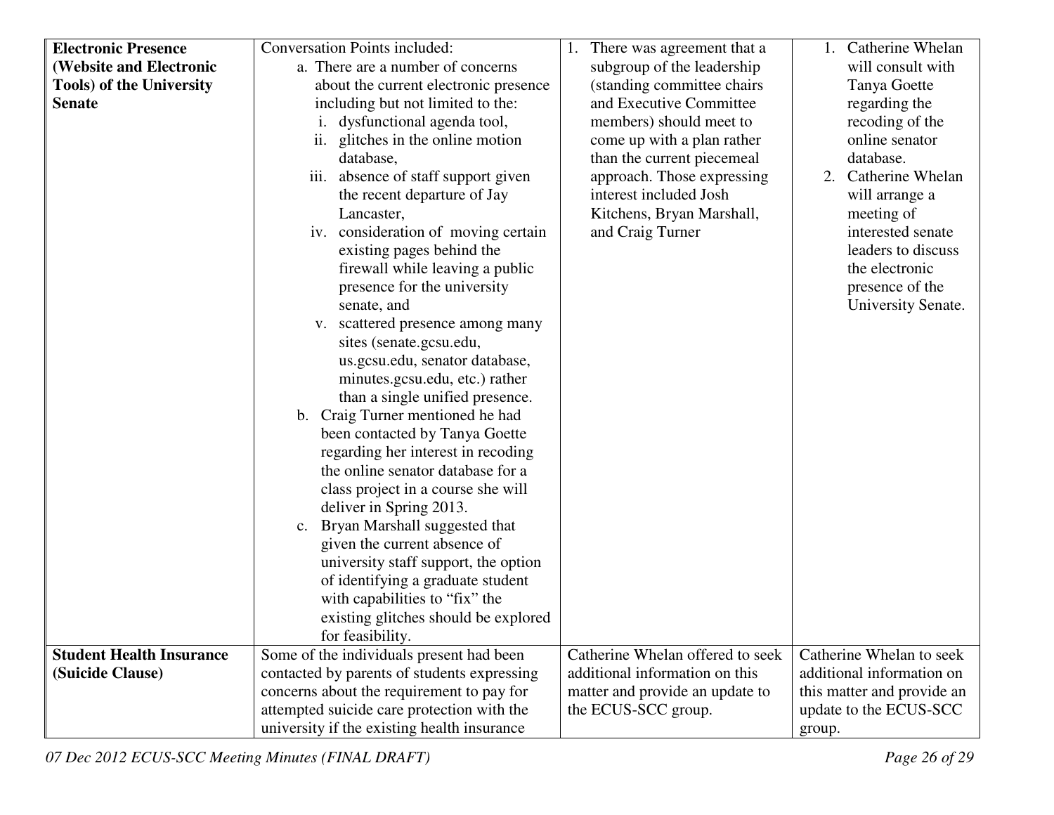| | | | |
|---|---|---|---|
| **Electronic Presence (Website and Electronic Tools) of the University Senate** | Conversation Points included:<br>a. There are a number of concerns about the current electronic presence including but not limited to the:<br>i. dysfunctional agenda tool,<br>ii. glitches in the online motion database,<br>iii. absence of staff support given the recent departure of Jay Lancaster,<br>iv. consideration of moving certain existing pages behind the firewall while leaving a public presence for the university senate, and<br>v. scattered presence among many sites (senate.gcsu.edu, us.gcsu.edu, senator database, minutes.gcsu.edu, etc.) rather than a single unified presence.<br>b. Craig Turner mentioned he had been contacted by Tanya Goette regarding her interest in recoding the online senator database for a class project in a course she will deliver in Spring 2013.<br>c. Bryan Marshall suggested that given the current absence of university staff support, the option of identifying a graduate student with capabilities to "fix" the existing glitches should be explored for feasibility. | 1. There was agreement that a subgroup of the leadership (standing committee chairs and Executive Committee members) should meet to come up with a plan rather than the current piecemeal approach. Those expressing interest included Josh Kitchens, Bryan Marshall, and Craig Turner | 1. Catherine Whelan will consult with Tanya Goette regarding the recoding of the online senator database.<br>2. Catherine Whelan will arrange a meeting of interested senate leaders to discuss the electronic presence of the University Senate. |
| **Student Health Insurance (Suicide Clause)** | Some of the individuals present had been contacted by parents of students expressing concerns about the requirement to pay for attempted suicide care protection with the university if the existing health insurance | Catherine Whelan offered to seek additional information on this matter and provide an update to the ECUS-SCC group. | Catherine Whelan to seek additional information on this matter and provide an update to the ECUS-SCC group. |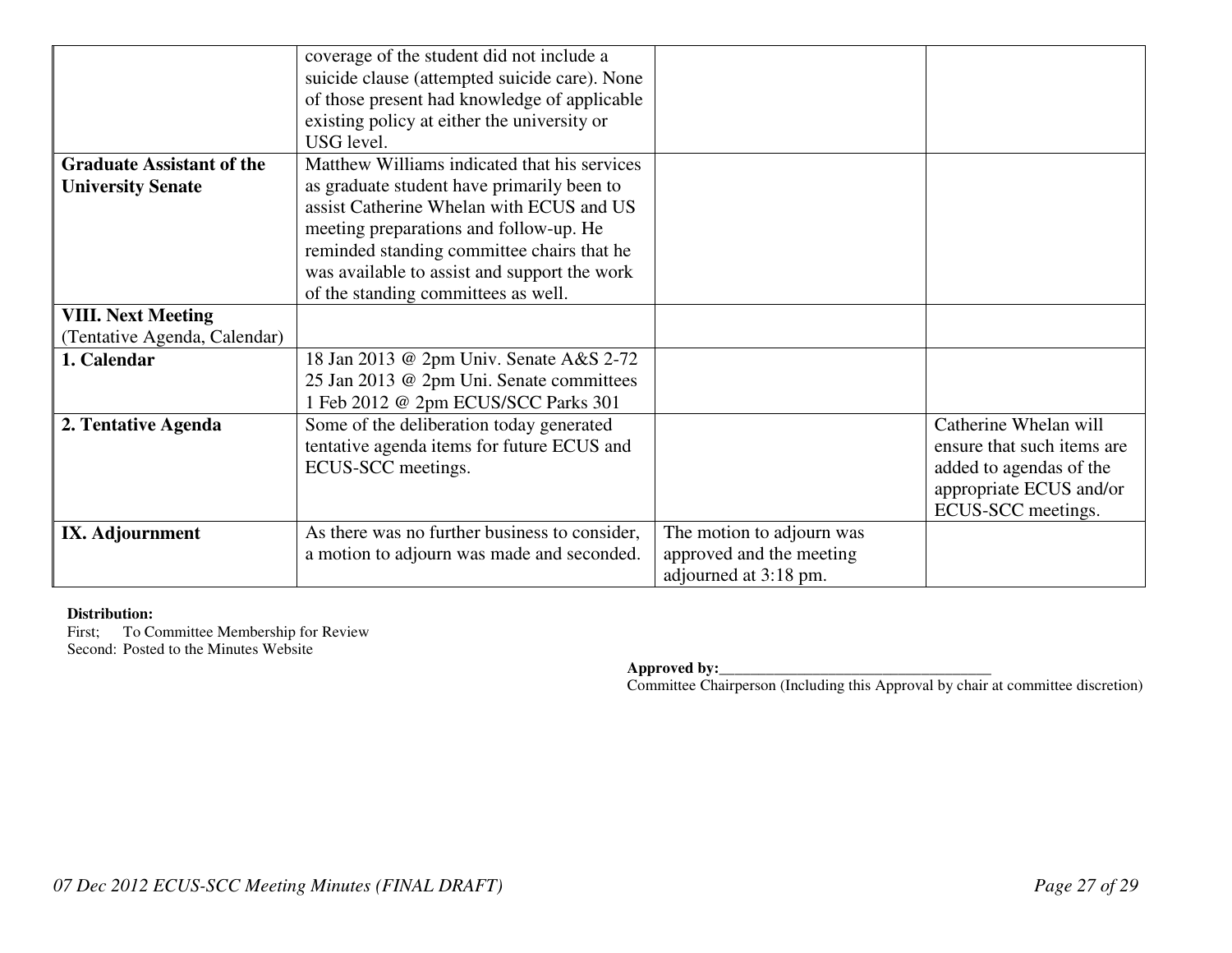| | | | |
|---|---|---|---|
| | coverage of the student did not include a suicide clause (attempted suicide care). None of those present had knowledge of applicable existing policy at either the university or USG level. | | |
| **Graduate Assistant of the University Senate** | Matthew Williams indicated that his services as graduate student have primarily been to assist Catherine Whelan with ECUS and US meeting preparations and follow-up. He reminded standing committee chairs that he was available to assist and support the work of the standing committees as well. | | |
| **VIII. Next Meeting** (Tentative Agenda, Calendar) | | | |
| **1. Calendar** | 18 Jan 2013 @ 2pm Univ. Senate A&S 2-72<br>25 Jan 2013 @ 2pm Uni. Senate committees<br>1 Feb 2012 @ 2pm ECUS/SCC Parks 301 | | |
| **2. Tentative Agenda** | Some of the deliberation today generated tentative agenda items for future ECUS and ECUS-SCC meetings. | | Catherine Whelan will ensure that such items are added to agendas of the appropriate ECUS and/or ECUS-SCC meetings. |
| **IX. Adjournment** | As there was no further business to consider, a motion to adjourn was made and seconded. | The motion to adjourn was approved and the meeting adjourned at 3:18 pm. | |

**Distribution:**
First; To Committee Membership for Review
Second: Posted to the Minutes Website

**Approved by:**___________________________________
Committee Chairperson (Including this Approval by chair at committee discretion)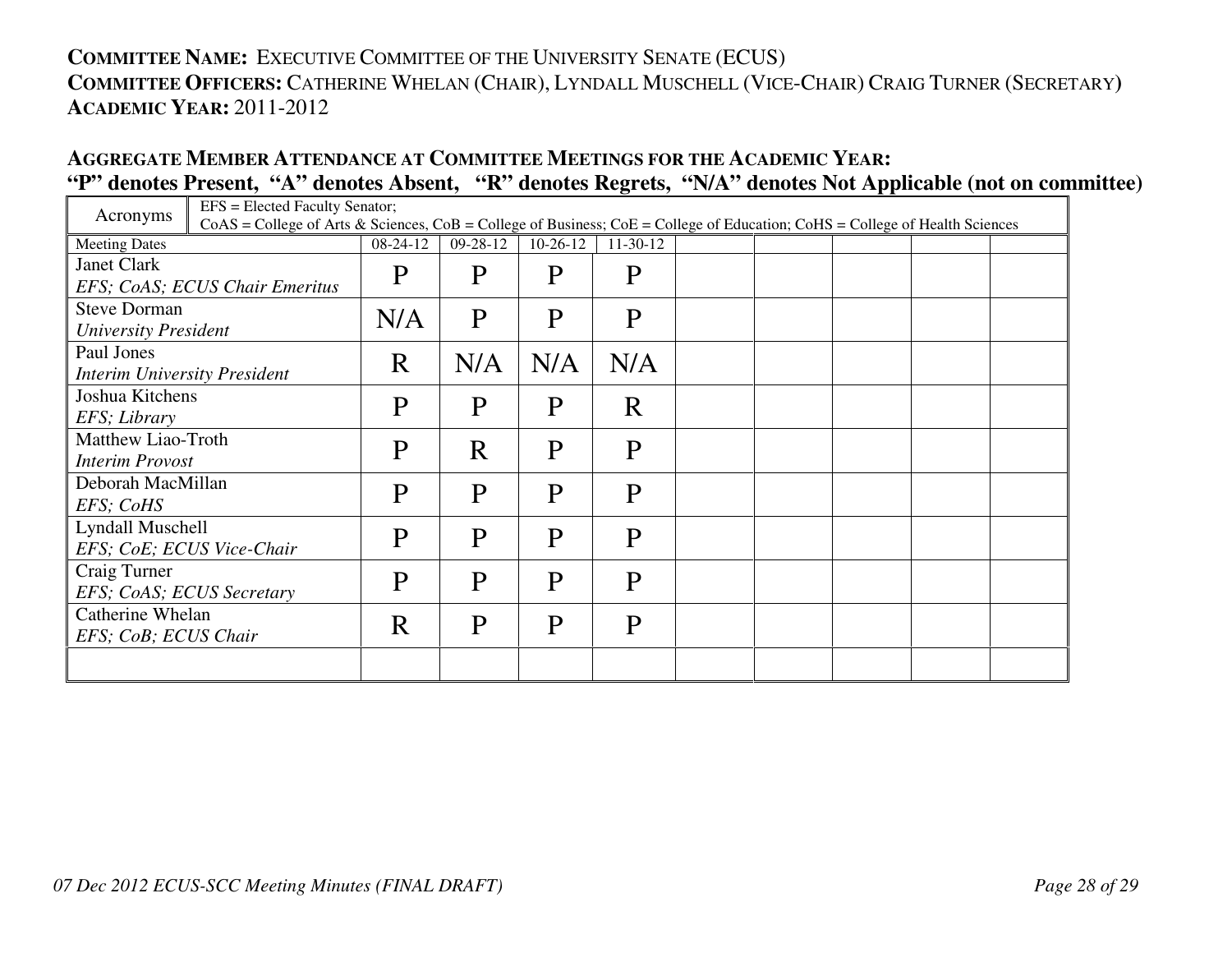**COMMITTEE NAME:** EXECUTIVE COMMITTEE OF THE UNIVERSITY SENATE (ECUS)
**COMMITTEE OFFICERS:** CATHERINE WHELAN (CHAIR), LYNDALL MUSCHELL (VICE-CHAIR) CRAIG TURNER (SECRETARY)
**ACADEMIC YEAR:** 2011-2012

**AGGREGATE MEMBER ATTENDANCE AT COMMITTEE MEETINGS FOR THE ACADEMIC YEAR:**
**"P" denotes Present, "A" denotes Absent, "R" denotes Regrets, "N/A" denotes Not Applicable (not on committee)**

| Acronyms | EFS = Elected Faculty Senator; CoAS = College of Arts & Sciences, CoB = College of Business; CoE = College of Education; CoHS = College of Health Sciences | | | | | | | | |
|---|---|---|---|---|---|---|---|---|---|
| Meeting Dates | 08-24-12 | 09-28-12 | 10-26-12 | 11-30-12 | | | | | |
| Janet Clark *EFS; CoAS; ECUS Chair Emeritus* | P | P | P | P | | | | | |
| Steve Dorman *University President* | N/A | P | P | P | | | | | |
| Paul Jones *Interim University President* | R | N/A | N/A | N/A | | | | | |
| Joshua Kitchens *EFS; Library* | P | P | P | R | | | | | |
| Matthew Liao-Troth *Interim Provost* | P | R | P | P | | | | | |
| Deborah MacMillan *EFS; CoHS* | P | P | P | P | | | | | |
| Lyndall Muschell *EFS; CoE; ECUS Vice-Chair* | P | P | P | P | | | | | |
| Craig Turner *EFS; CoAS; ECUS Secretary* | P | P | P | P | | | | | |
| Catherine Whelan *EFS; CoB; ECUS Chair* | R | P | P | P | | | | | |
| | | | | | | | | | |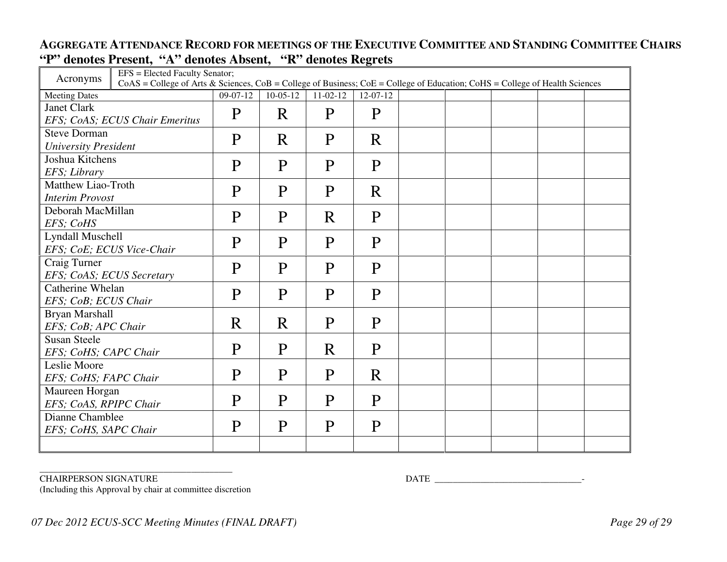**AGGREGATE ATTENDANCE RECORD FOR MEETINGS OF THE EXECUTIVE COMMITTEE AND STANDING COMMITTEE CHAIRS**

**"P" denotes Present, "A" denotes Absent, "R" denotes Regrets**

| Acronyms | EFS = Elected Faculty Senator; CoAS = College of Arts & Sciences, CoB = College of Business; CoE = College of Education; CoHS = College of Health Sciences | | | | | | | | |
|---|---|---|---|---|---|---|---|---|---|
| Meeting Dates | 09-07-12 | 10-05-12 | 11-02-12 | 12-07-12 | | | | | |
| Janet Clark<br>*EFS; CoAS; ECUS Chair Emeritus* | P | R | P | P | | | | | |
| Steve Dorman<br>*University President* | P | R | P | R | | | | | |
| Joshua Kitchens<br>*EFS; Library* | P | P | P | P | | | | | |
| Matthew Liao-Troth<br>*Interim Provost* | P | P | P | R | | | | | |
| Deborah MacMillan<br>*EFS; CoHS* | P | P | R | P | | | | | |
| Lyndall Muschell<br>*EFS; CoE; ECUS Vice-Chair* | P | P | P | P | | | | | |
| Craig Turner<br>*EFS; CoAS; ECUS Secretary* | P | P | P | P | | | | | |
| Catherine Whelan<br>*EFS; CoB; ECUS Chair* | P | P | P | P | | | | | |
| Bryan Marshall<br>*EFS; CoB; APC Chair* | R | R | P | P | | | | | |
| Susan Steele<br>*EFS; CoHS; CAPC Chair* | P | P | R | P | | | | | |
| Leslie Moore<br>*EFS; CoHS; FAPC Chair* | P | P | P | R | | | | | |
| Maureen Horgan<br>*EFS; CoAS, RPIPC Chair* | P | P | P | P | | | | | |
| Dianne Chamblee<br>*EFS; CoHS, SAPC Chair* | P | P | P | P | | | | | |
| | | | | | | | | | |

\_\_\_\_\_\_\_\_\_\_\_\_\_\_\_\_\_\_\_\_\_\_\_\_\_\_\_\_\_\_\_\_\_\_\_\_\_\_\_\_\_\_
CHAIRPERSON SIGNATURE
(Including this Approval by chair at committee discretion

DATE \_\_\_\_\_\_\_\_\_\_\_\_\_\_\_\_\_\_\_\_\_\_\_\_\_\_\_\_\_\_\_\_-